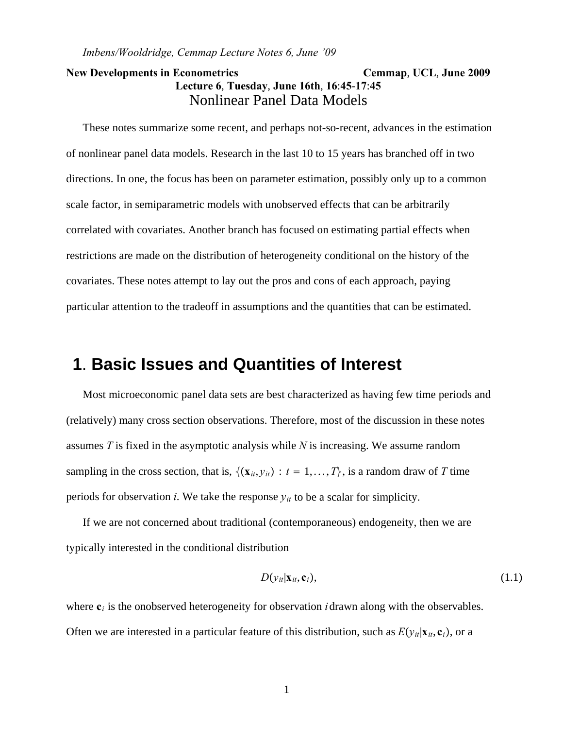**New Development in Econometrics** **Cemmap, UCL, June 2009**

**Lecture 6, Tuesday, June 16th, 16:45-17:45**

# Nonlinear Panel Data Models

These notes summarize some recent, and perhaps not-so-recent, advances in the estimation of nonlinear panel data models. Research in the last 10 to 15 years has branched off in two directions. In one, the focus has been on parameter estimation, possibly only up to a common scale factor, in semiparametric models with unobserved effects that can be arbitrarily correlated with covariates. Another branch has focused on estimating partial effects when restrictions are made on the distribution of heterogeneity conditional on the history of the covariates. These notes attempt to lay out the pros and cons of each approach, paying particular attention to the tradeoff in assumptions and the quantities that can be estimated.

## 1. Basic Issues and Quantities of Interest

Most microeconomic panel data sets are best characterized as having few time periods and (relatively) many cross section observations. Therefore, most of the discussion in these notes assumes $T$ is fixed in the asymptotic analysis while $N$ is increasing. We assume random sampling in the cross section, that is, $\{(\mathbf{x}_{it}, y_{it}) : t = 1, \ldots, T\}$, is a random draw of $T$ time periods for observation $i$. We take the response $y_{it}$ to be a scalar for simplicity.

If we are not concerned about traditional (contemporaneous) endogeneity, then we are typically interested in the conditional distribution

$$D(y_{it}|\mathbf{x}_{it}, \mathbf{c}_i), \tag{1.1}$$

where $\mathbf{c}_i$ is the onobserved heterogeneity for observation $i$ drawn along with the observables. Often we are interested in a particular feature of this distribution, such as $E(y_{it}|\mathbf{x}_{it}, \mathbf{c}_i)$, or a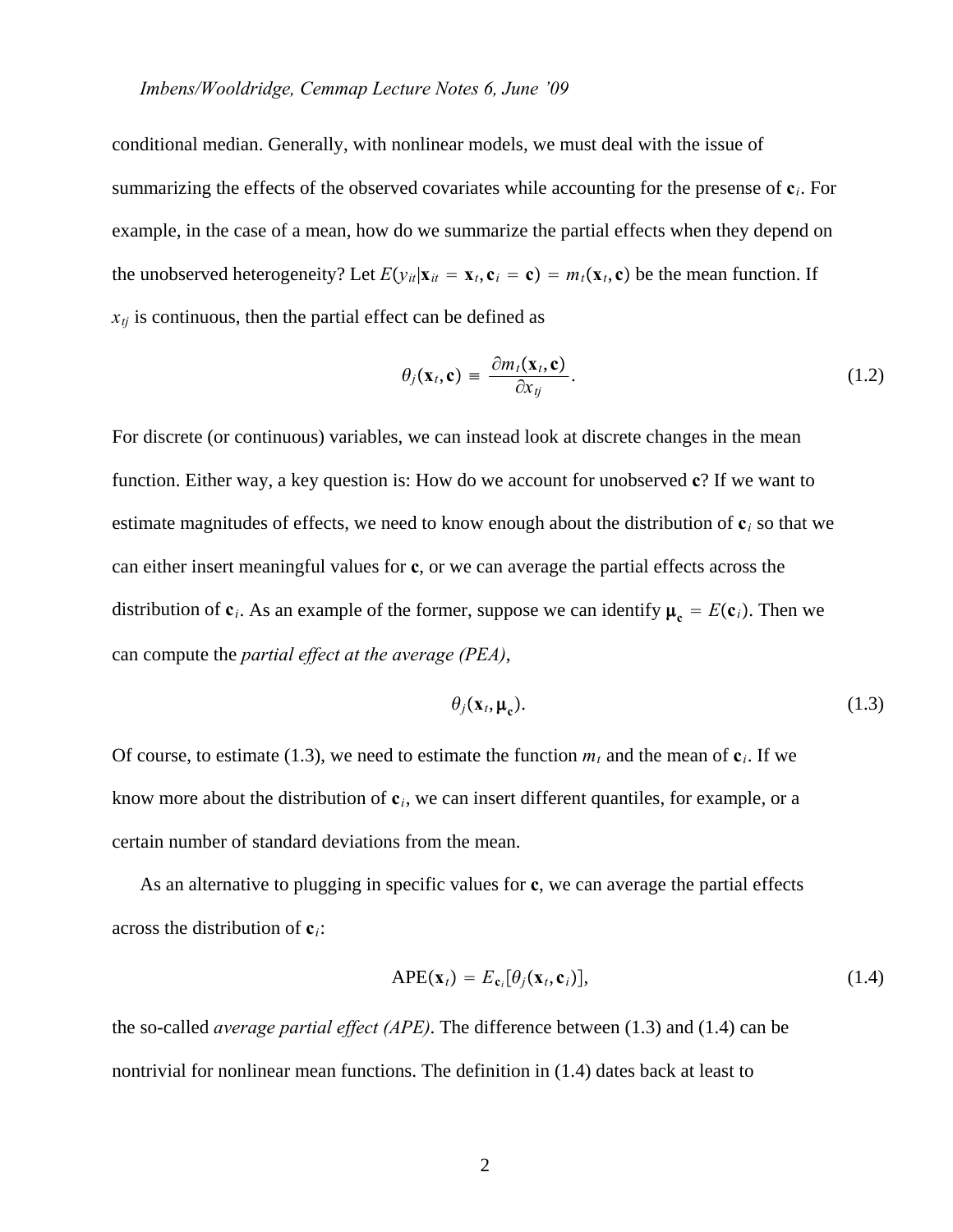conditional median. Generally, with nonlinear models, we must deal with the issue of summarizing the effects of the observed covariates while accounting for the presense of $\mathbf{c}_i$. For example, in the case of a mean, how do we summarize the partial effects when they depend on the unobserved heterogeneity? Let $E(y_{it}|\mathbf{x}_{it} = \mathbf{x}_t, \mathbf{c}_i = \mathbf{c}) = m_t(\mathbf{x}_t, \mathbf{c})$ be the mean function. If $x_{tj}$ is continuous, then the partial effect can be defined as

$$\theta_j(\mathbf{x}_t, \mathbf{c}) \equiv \frac{\partial m_t(\mathbf{x}_t, \mathbf{c})}{\partial x_{tj}}. \tag{1.2}$$

For discrete (or continuous) variables, we can instead look at discrete changes in the mean function. Either way, a key question is: How do we account for unobserved $\mathbf{c}$? If we want to estimate magnitudes of effects, we need to know enough about the distribution of $\mathbf{c}_i$ so that we can either insert meaningful values for $\mathbf{c}$, or we can average the partial effects across the distribution of $\mathbf{c}_i$. As an example of the former, suppose we can identify $\boldsymbol{\mu}_{\mathbf{c}} = E(\mathbf{c}_i)$. Then we can compute the *partial effect at the average (PEA)*,

$$\theta_j(\mathbf{x}_t, \boldsymbol{\mu}_{\mathbf{c}}). \tag{1.3}$$

Of course, to estimate (1.3), we need to estimate the function $m_t$ and the mean of $\mathbf{c}_i$. If we know more about the distribution of $\mathbf{c}_i$, we can insert different quantiles, for example, or a certain number of standard deviations from the mean.

As an alternative to plugging in specific values for $\mathbf{c}$, we can average the partial effects across the distribution of $\mathbf{c}_i$:

$$\text{APE}(\mathbf{x}_t) = E_{\mathbf{c}_i}[\theta_j(\mathbf{x}_t, \mathbf{c}_i)], \tag{1.4}$$

the so-called *average partial effect (APE)*. The difference between (1.3) and (1.4) can be nontrivial for nonlinear mean functions. The definition in (1.4) dates back at least to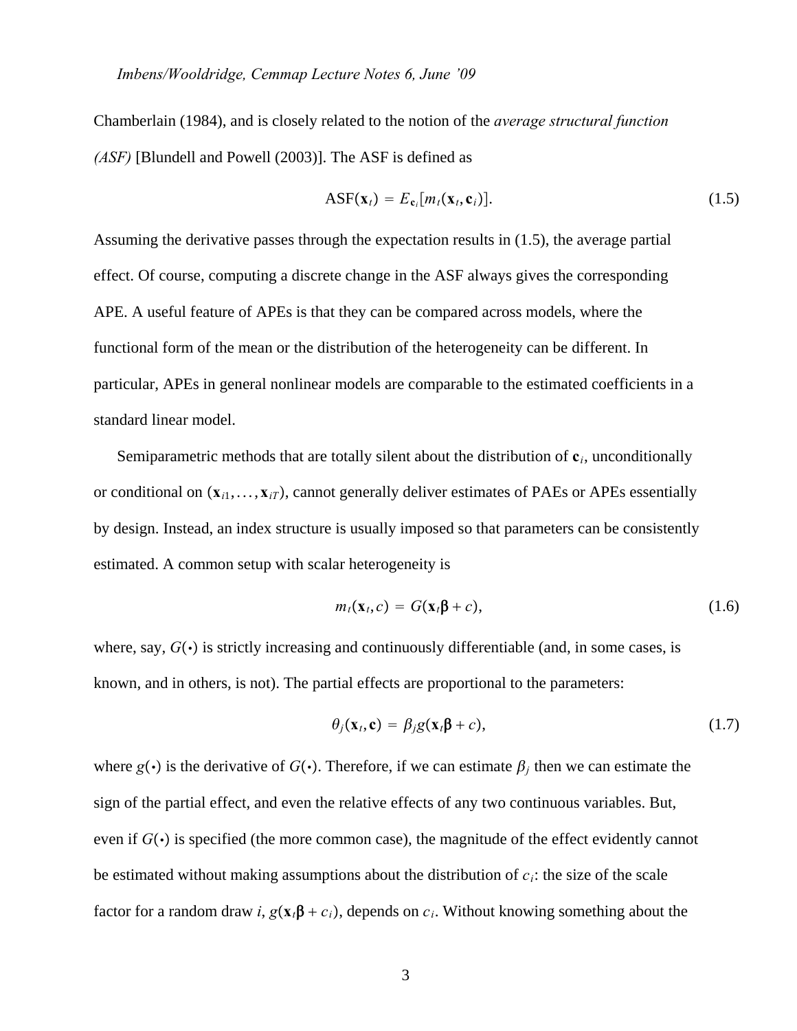Chamberlain (1984), and is closely related to the notion of the *average structural function (ASF)* [Blundell and Powell (2003)]. The ASF is defined as

$$\text{ASF}(\mathbf{x}_t) = E_{\mathbf{c}_i}[m_t(\mathbf{x}_t, \mathbf{c}_i)]. \tag{1.5}$$

Assuming the derivative passes through the expectation results in (1.5), the average partial effect. Of course, computing a discrete change in the ASF always gives the corresponding APE. A useful feature of APEs is that they can be compared across models, where the functional form of the mean or the distribution of the heterogeneity can be different. In particular, APEs in general nonlinear models are comparable to the estimated coefficients in a standard linear model.

Semiparametric methods that are totally silent about the distribution of $\mathbf{c}_i$, unconditionally or conditional on $(\mathbf{x}_{i1}, \ldots, \mathbf{x}_{iT})$, cannot generally deliver estimates of PAEs or APEs essentially by design. Instead, an index structure is usually imposed so that parameters can be consistently estimated. A common setup with scalar heterogeneity is

$$m_t(\mathbf{x}_t, c) = G(\mathbf{x}_t \boldsymbol{\beta} + c), \tag{1.6}$$

where, say, $G(\cdot)$ is strictly increasing and continuously differentiable (and, in some cases, is known, and in others, is not). The partial effects are proportional to the parameters:

$$\theta_j(\mathbf{x}_t, \mathbf{c}) = \beta_j g(\mathbf{x}_t \boldsymbol{\beta} + c), \tag{1.7}$$

where $g(\cdot)$ is the derivative of $G(\cdot)$. Therefore, if we can estimate $\beta_j$ then we can estimate the sign of the partial effect, and even the relative effects of any two continuous variables. But, even if $G(\cdot)$ is specified (the more common case), the magnitude of the effect evidently cannot be estimated without making assumptions about the distribution of $c_i$: the size of the scale factor for a random draw $i$, $g(\mathbf{x}_t \boldsymbol{\beta} + c_i)$, depends on $c_i$. Without knowing something about the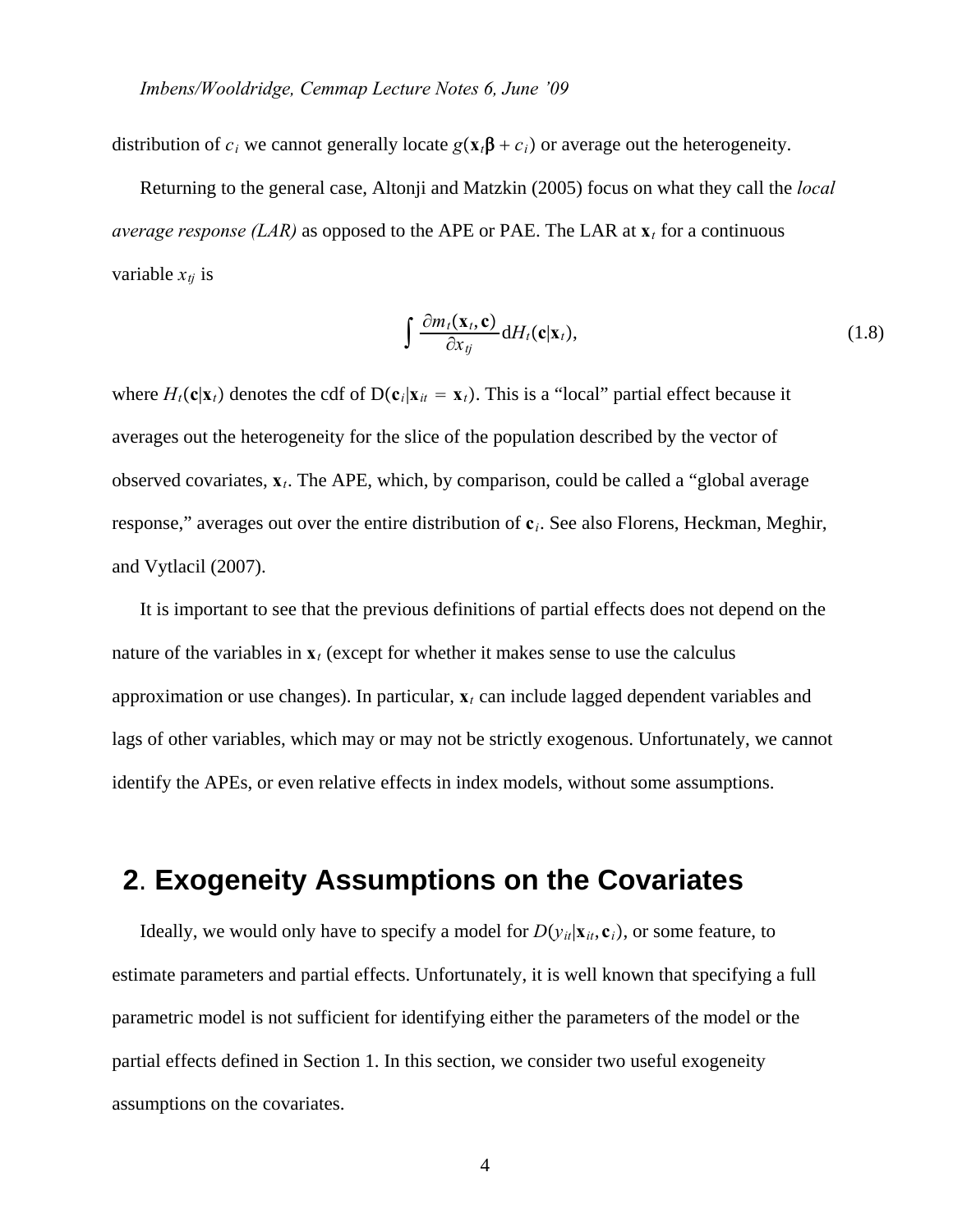distribution of $c_i$ we cannot generally locate $g(\mathbf{x}_t\boldsymbol{\beta} + c_i)$ or average out the heterogeneity.

Returning to the general case, Altonji and Matzkin (2005) focus on what they call the *local average response (LAR)* as opposed to the APE or PAE. The LAR at $\mathbf{x}_t$ for a continuous variable $x_{tj}$ is

$$\int \frac{\partial m_t(\mathbf{x}_t, \mathbf{c})}{\partial x_{tj}} \mathrm{d}H_t(\mathbf{c}|\mathbf{x}_t), \tag{1.8}$$

where $H_t(\mathbf{c}|\mathbf{x}_t)$ denotes the cdf of $\mathrm{D}(\mathbf{c}_i|\mathbf{x}_{it} = \mathbf{x}_t)$. This is a "local" partial effect because it averages out the heterogeneity for the slice of the population described by the vector of observed covariates, $\mathbf{x}_t$. The APE, which, by comparison, could be called a "global average response," averages out over the entire distribution of $\mathbf{c}_i$. See also Florens, Heckman, Meghir, and Vytlacil (2007).

It is important to see that the previous definitions of partial effects does not depend on the nature of the variables in $\mathbf{x}_t$ (except for whether it makes sense to use the calculus approximation or use changes). In particular, $\mathbf{x}_t$ can include lagged dependent variables and lags of other variables, which may or may not be strictly exogenous. Unfortunately, we cannot identify the APEs, or even relative effects in index models, without some assumptions.

## 2. Exogeneity Assumptions on the Covariates

Ideally, we would only have to specify a model for $D(y_{it}|\mathbf{x}_{it}, \mathbf{c}_i)$, or some feature, to estimate parameters and partial effects. Unfortunately, it is well known that specifying a full parametric model is not sufficient for identifying either the parameters of the model or the partial effects defined in Section 1. In this section, we consider two useful exogeneity assumptions on the covariates.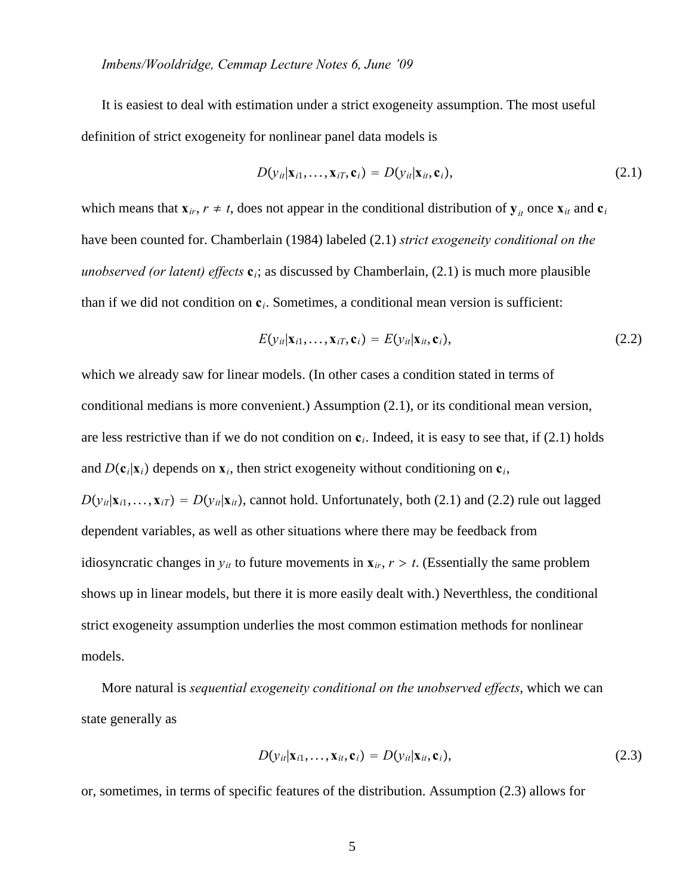It is easiest to deal with estimation under a strict exogeneity assumption. The most useful definition of strict exogeneity for nonlinear panel data models is

$$D(y_{it}|\mathbf{x}_{i1},\ldots,\mathbf{x}_{iT},\mathbf{c}_i) = D(y_{it}|\mathbf{x}_{it},\mathbf{c}_i), \tag{2.1}$$

which means that $\mathbf{x}_{ir}$, $r \neq t$, does not appear in the conditional distribution of $\mathbf{y}_{it}$ once $\mathbf{x}_{it}$ and $\mathbf{c}_i$ have been counted for. Chamberlain (1984) labeled (2.1) *strict exogeneity conditional on the unobserved (or latent) effects* $\mathbf{c}_i$; as discussed by Chamberlain, (2.1) is much more plausible than if we did not condition on $\mathbf{c}_i$. Sometimes, a conditional mean version is sufficient:

$$E(y_{it}|\mathbf{x}_{i1},\ldots,\mathbf{x}_{iT},\mathbf{c}_i) = E(y_{it}|\mathbf{x}_{it},\mathbf{c}_i), \tag{2.2}$$

which we already saw for linear models. (In other cases a condition stated in terms of conditional medians is more convenient.) Assumption (2.1), or its conditional mean version, are less restrictive than if we do not condition on $\mathbf{c}_i$. Indeed, it is easy to see that, if (2.1) holds and $D(\mathbf{c}_i|\mathbf{x}_i)$ depends on $\mathbf{x}_i$, then strict exogeneity without conditioning on $\mathbf{c}_i$, $D(y_{it}|\mathbf{x}_{i1},\ldots,\mathbf{x}_{iT}) = D(y_{it}|\mathbf{x}_{it})$, cannot hold. Unfortunately, both (2.1) and (2.2) rule out lagged dependent variables, as well as other situations where there may be feedback from idiosyncratic changes in $y_{it}$ to future movements in $\mathbf{x}_{ir}$, $r > t$. (Essentially the same problem shows up in linear models, but there it is more easily dealt with.) Neverthless, the conditional strict exogeneity assumption underlies the most common estimation methods for nonlinear models.

More natural is *sequential exogeneity conditional on the unobserved effects*, which we can state generally as

$$D(y_{it}|\mathbf{x}_{i1},\ldots,\mathbf{x}_{it},\mathbf{c}_i) = D(y_{it}|\mathbf{x}_{it},\mathbf{c}_i), \tag{2.3}$$

or, sometimes, in terms of specific features of the distribution. Assumption (2.3) allows for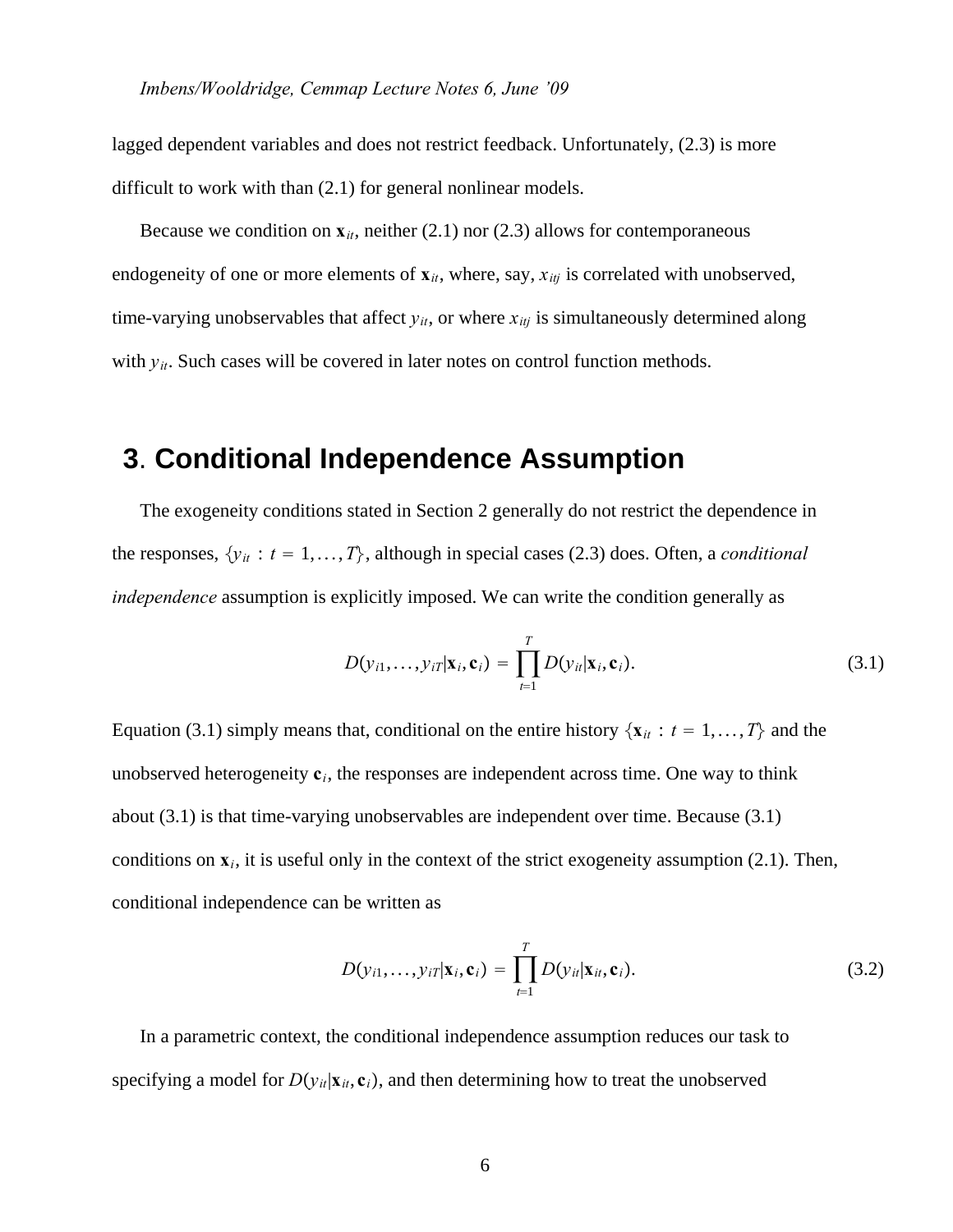lagged dependent variables and does not restrict feedback. Unfortunately, (2.3) is more difficult to work with than (2.1) for general nonlinear models.

Because we condition on $\mathbf{x}_{it}$, neither (2.1) nor (2.3) allows for contemporaneous endogeneity of one or more elements of $\mathbf{x}_{it}$, where, say, $x_{itj}$ is correlated with unobserved, time-varying unobservables that affect $y_{it}$, or where $x_{itj}$ is simultaneously determined along with $y_{it}$. Such cases will be covered in later notes on control function methods.

## 3. Conditional Independence Assumption

The exogeneity conditions stated in Section 2 generally do not restrict the dependence in the responses, $\{y_{it} : t = 1, \ldots, T\}$, although in special cases (2.3) does. Often, a *conditional independence* assumption is explicitly imposed. We can write the condition generally as

$$D(y_{i1}, \ldots, y_{iT} | \mathbf{x}_i, \mathbf{c}_i) = \prod_{t=1}^{T} D(y_{it} | \mathbf{x}_i, \mathbf{c}_i). \tag{3.1}$$

Equation (3.1) simply means that, conditional on the entire history $\{\mathbf{x}_{it} : t = 1, \ldots, T\}$ and the unobserved heterogeneity $\mathbf{c}_i$, the responses are independent across time. One way to think about (3.1) is that time-varying unobservables are independent over time. Because (3.1) conditions on $\mathbf{x}_i$, it is useful only in the context of the strict exogeneity assumption (2.1). Then, conditional independence can be written as

$$D(y_{i1}, \ldots, y_{iT} | \mathbf{x}_i, \mathbf{c}_i) = \prod_{t=1}^{T} D(y_{it} | \mathbf{x}_{it}, \mathbf{c}_i). \tag{3.2}$$

In a parametric context, the conditional independence assumption reduces our task to specifying a model for $D(y_{it} | \mathbf{x}_{it}, \mathbf{c}_i)$, and then determining how to treat the unobserved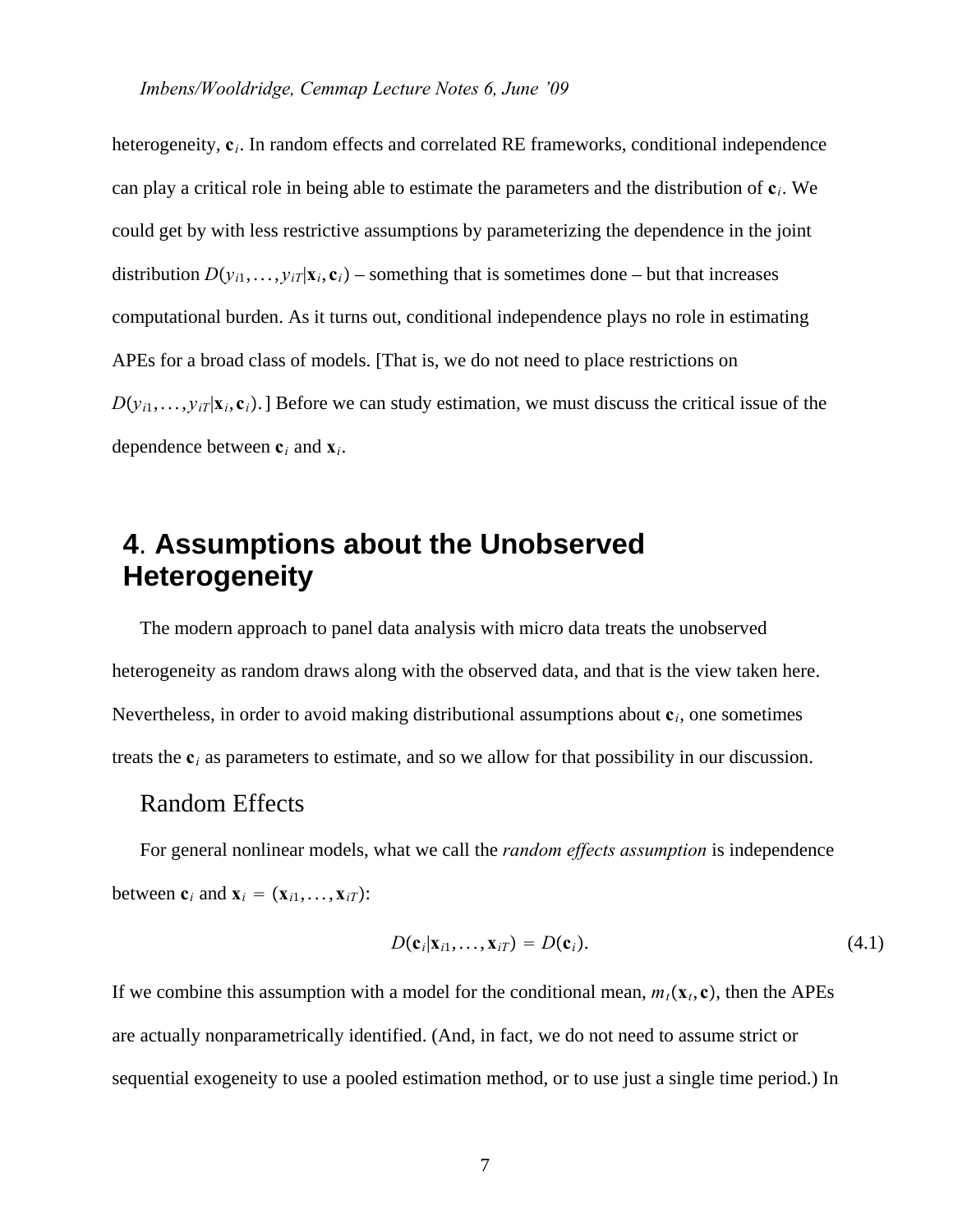heterogeneity, $\mathbf{c}_i$. In random effects and correlated RE frameworks, conditional independence can play a critical role in being able to estimate the parameters and the distribution of $\mathbf{c}_i$. We could get by with less restrictive assumptions by parameterizing the dependence in the joint distribution $D(y_{i1},\ldots,y_{iT}|\mathbf{x}_i,\mathbf{c}_i)$ – something that is sometimes done – but that increases computational burden. As it turns out, conditional independence plays no role in estimating APEs for a broad class of models. [That is, we do not need to place restrictions on $D(y_{i1},\ldots,y_{iT}|\mathbf{x}_i,\mathbf{c}_i)$.] Before we can study estimation, we must discuss the critical issue of the dependence between $\mathbf{c}_i$ and $\mathbf{x}_i$.

# 4. Assumptions about the Unobserved Heterogeneity

The modern approach to panel data analysis with micro data treats the unobserved heterogeneity as random draws along with the observed data, and that is the view taken here. Nevertheless, in order to avoid making distributional assumptions about $\mathbf{c}_i$, one sometimes treats the $\mathbf{c}_i$ as parameters to estimate, and so we allow for that possibility in our discussion.

## Random Effects

For general nonlinear models, what we call the *random effects assumption* is independence between $\mathbf{c}_i$ and $\mathbf{x}_i = (\mathbf{x}_{i1},\ldots,\mathbf{x}_{iT})$:

$$D(\mathbf{c}_i|\mathbf{x}_{i1},\ldots,\mathbf{x}_{iT}) = D(\mathbf{c}_i). \tag{4.1}$$

If we combine this assumption with a model for the conditional mean, $m_t(\mathbf{x}_t,\mathbf{c})$, then the APEs are actually nonparametrically identified. (And, in fact, we do not need to assume strict or sequential exogeneity to use a pooled estimation method, or to use just a single time period.) In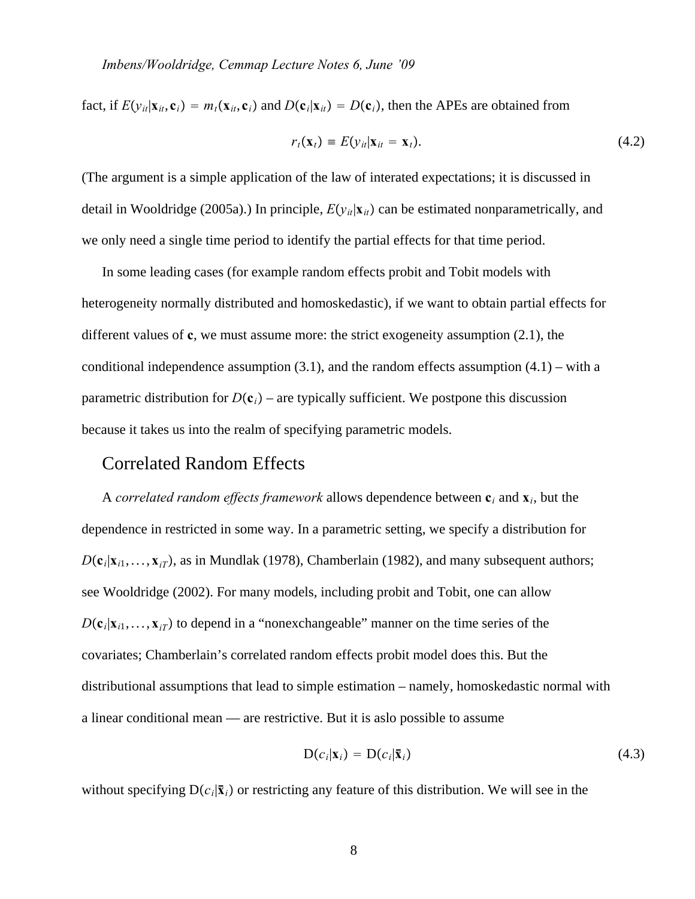fact, if $E(y_{it}|\mathbf{x}_{it},\mathbf{c}_i) = m_t(\mathbf{x}_{it},\mathbf{c}_i)$ and $D(\mathbf{c}_i|\mathbf{x}_{it}) = D(\mathbf{c}_i)$, then the APEs are obtained from

$$r_t(\mathbf{x}_t) \equiv E(y_{it}|\mathbf{x}_{it} = \mathbf{x}_t). \tag{4.2}$$

(The argument is a simple application of the law of interated expectations; it is discussed in detail in Wooldridge (2005a).) In principle, $E(y_{it}|\mathbf{x}_{it})$ can be estimated nonparametrically, and we only need a single time period to identify the partial effects for that time period.

In some leading cases (for example random effects probit and Tobit models with heterogeneity normally distributed and homoskedastic), if we want to obtain partial effects for different values of $\mathbf{c}$, we must assume more: the strict exogeneity assumption (2.1), the conditional independence assumption (3.1), and the random effects assumption (4.1) – with a parametric distribution for $D(\mathbf{c}_i)$ – are typically sufficient. We postpone this discussion because it takes us into the realm of specifying parametric models.

## Correlated Random Effects

A *correlated random effects framework* allows dependence between $\mathbf{c}_i$ and $\mathbf{x}_i$, but the dependence in restricted in some way. In a parametric setting, we specify a distribution for $D(\mathbf{c}_i|\mathbf{x}_{i1},\ldots,\mathbf{x}_{iT})$, as in Mundlak (1978), Chamberlain (1982), and many subsequent authors; see Wooldridge (2002). For many models, including probit and Tobit, one can allow $D(\mathbf{c}_i|\mathbf{x}_{i1},\ldots,\mathbf{x}_{iT})$ to depend in a "nonexchangeable" manner on the time series of the covariates; Chamberlain's correlated random effects probit model does this. But the distributional assumptions that lead to simple estimation – namely, homoskedastic normal with a linear conditional mean — are restrictive. But it is aslo possible to assume

$$\mathrm{D}(c_i|\mathbf{x}_i) = \mathrm{D}(c_i|\bar{\mathbf{x}}_i) \tag{4.3}$$

without specifying $\mathrm{D}(c_i|\bar{\mathbf{x}}_i)$ or restricting any feature of this distribution. We will see in the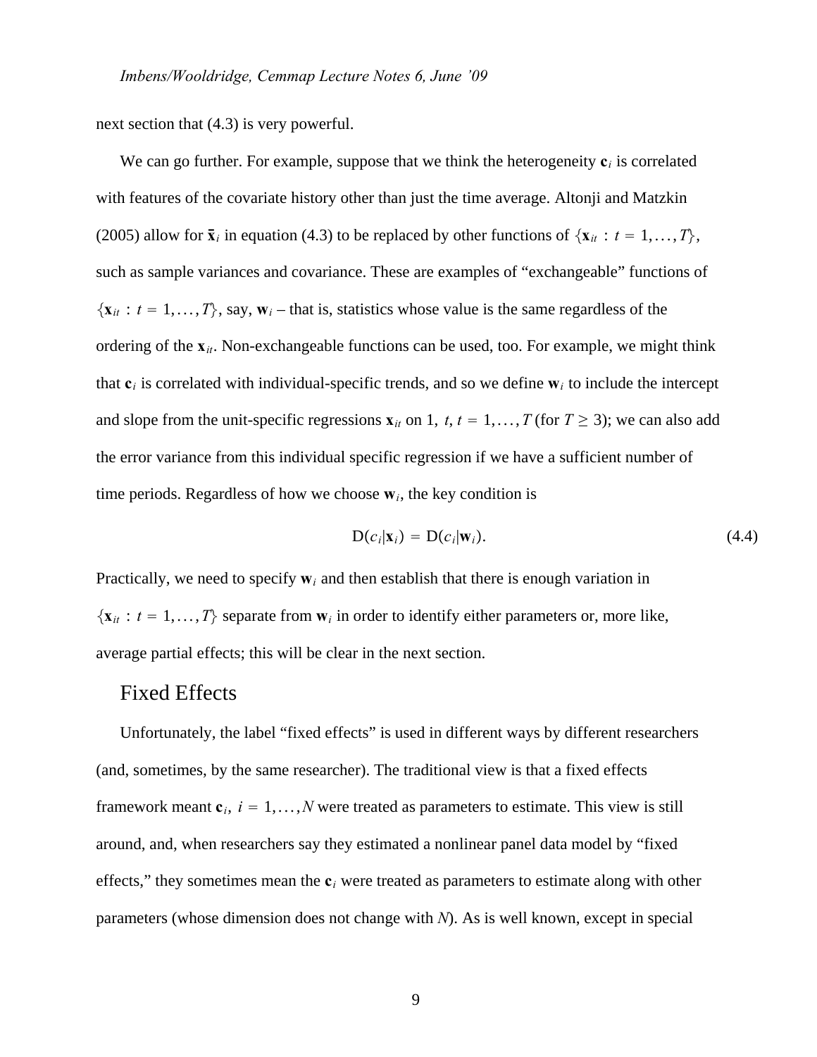next section that (4.3) is very powerful.

We can go further. For example, suppose that we think the heterogeneity $\mathbf{c}_i$ is correlated with features of the covariate history other than just the time average. Altonji and Matzkin (2005) allow for $\bar{\mathbf{x}}_i$ in equation (4.3) to be replaced by other functions of $\{\mathbf{x}_{it} : t = 1, \ldots, T\}$, such as sample variances and covariance. These are examples of "exchangeable" functions of $\{\mathbf{x}_{it} : t = 1, \ldots, T\}$, say, $\mathbf{w}_i$ – that is, statistics whose value is the same regardless of the ordering of the $\mathbf{x}_{it}$. Non-exchangeable functions can be used, too. For example, we might think that $\mathbf{c}_i$ is correlated with individual-specific trends, and so we define $\mathbf{w}_i$ to include the intercept and slope from the unit-specific regressions $\mathbf{x}_{it}$ on $1,\ t,\ t = 1, \ldots, T$ (for $T \geq 3$); we can also add the error variance from this individual specific regression if we have a sufficient number of time periods. Regardless of how we choose $\mathbf{w}_i$, the key condition is

$$\mathrm{D}(c_i|\mathbf{x}_i) = \mathrm{D}(c_i|\mathbf{w}_i). \tag{4.4}$$

Practically, we need to specify $\mathbf{w}_i$ and then establish that there is enough variation in $\{\mathbf{x}_{it} : t = 1, \ldots, T\}$ separate from $\mathbf{w}_i$ in order to identify either parameters or, more like, average partial effects; this will be clear in the next section.

## Fixed Effects

Unfortunately, the label "fixed effects" is used in different ways by different researchers (and, sometimes, by the same researcher). The traditional view is that a fixed effects framework meant $\mathbf{c}_i,\ i = 1, \ldots, N$ were treated as parameters to estimate. This view is still around, and, when researchers say they estimated a nonlinear panel data model by "fixed effects," they sometimes mean the $\mathbf{c}_i$ were treated as parameters to estimate along with other parameters (whose dimension does not change with $N$). As is well known, except in special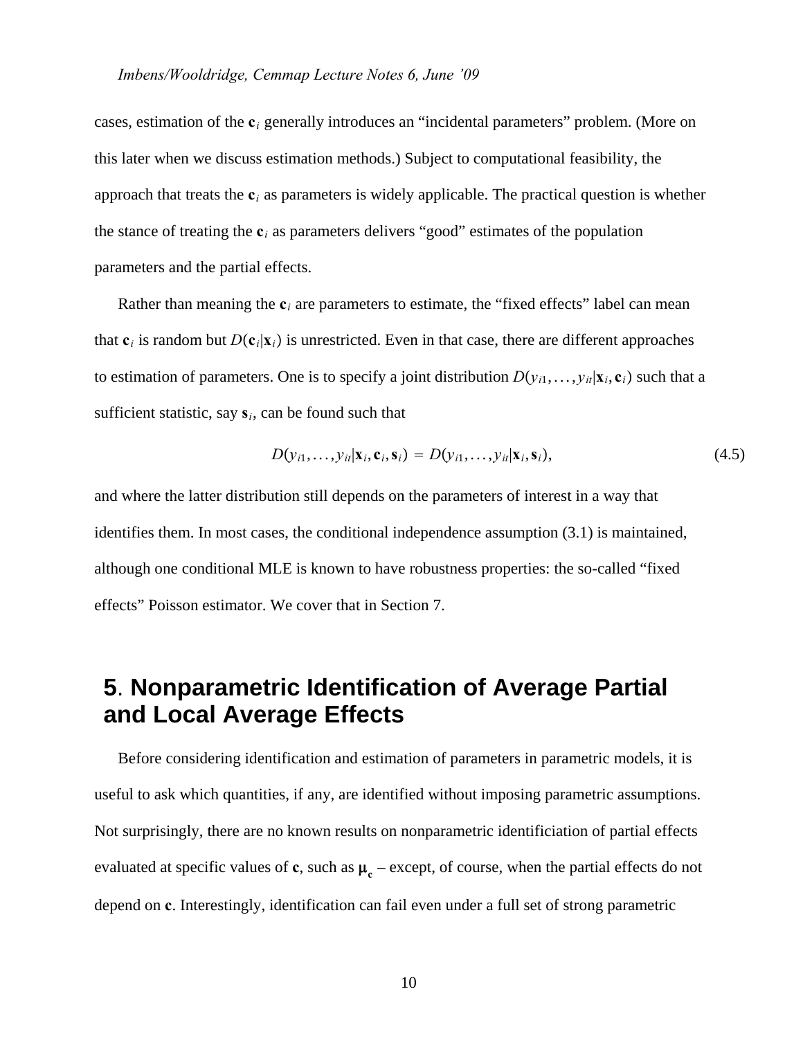cases, estimation of the $\mathbf{c}_i$ generally introduces an "incidental parameters" problem. (More on this later when we discuss estimation methods.) Subject to computational feasibility, the approach that treats the $\mathbf{c}_i$ as parameters is widely applicable. The practical question is whether the stance of treating the $\mathbf{c}_i$ as parameters delivers "good" estimates of the population parameters and the partial effects.

Rather than meaning the $\mathbf{c}_i$ are parameters to estimate, the "fixed effects" label can mean that $\mathbf{c}_i$ is random but $D(\mathbf{c}_i|\mathbf{x}_i)$ is unrestricted. Even in that case, there are different approaches to estimation of parameters. One is to specify a joint distribution $D(y_{i1},\ldots,y_{it}|\mathbf{x}_i,\mathbf{c}_i)$ such that a sufficient statistic, say $\mathbf{s}_i$, can be found such that

$$D(y_{i1},\ldots,y_{it}|\mathbf{x}_i,\mathbf{c}_i,\mathbf{s}_i) = D(y_{i1},\ldots,y_{it}|\mathbf{x}_i,\mathbf{s}_i), \tag{4.5}$$

and where the latter distribution still depends on the parameters of interest in a way that identifies them. In most cases, the conditional independence assumption (3.1) is maintained, although one conditional MLE is known to have robustness properties: the so-called "fixed effects" Poisson estimator. We cover that in Section 7.

# 5. Nonparametric Identification of Average Partial and Local Average Effects

Before considering identification and estimation of parameters in parametric models, it is useful to ask which quantities, if any, are identified without imposing parametric assumptions. Not surprisingly, there are no known results on nonparametric identificiation of partial effects evaluated at specific values of $\mathbf{c}$, such as $\boldsymbol{\mu}_{\mathbf{c}}$ – except, of course, when the partial effects do not depend on $\mathbf{c}$. Interestingly, identification can fail even under a full set of strong parametric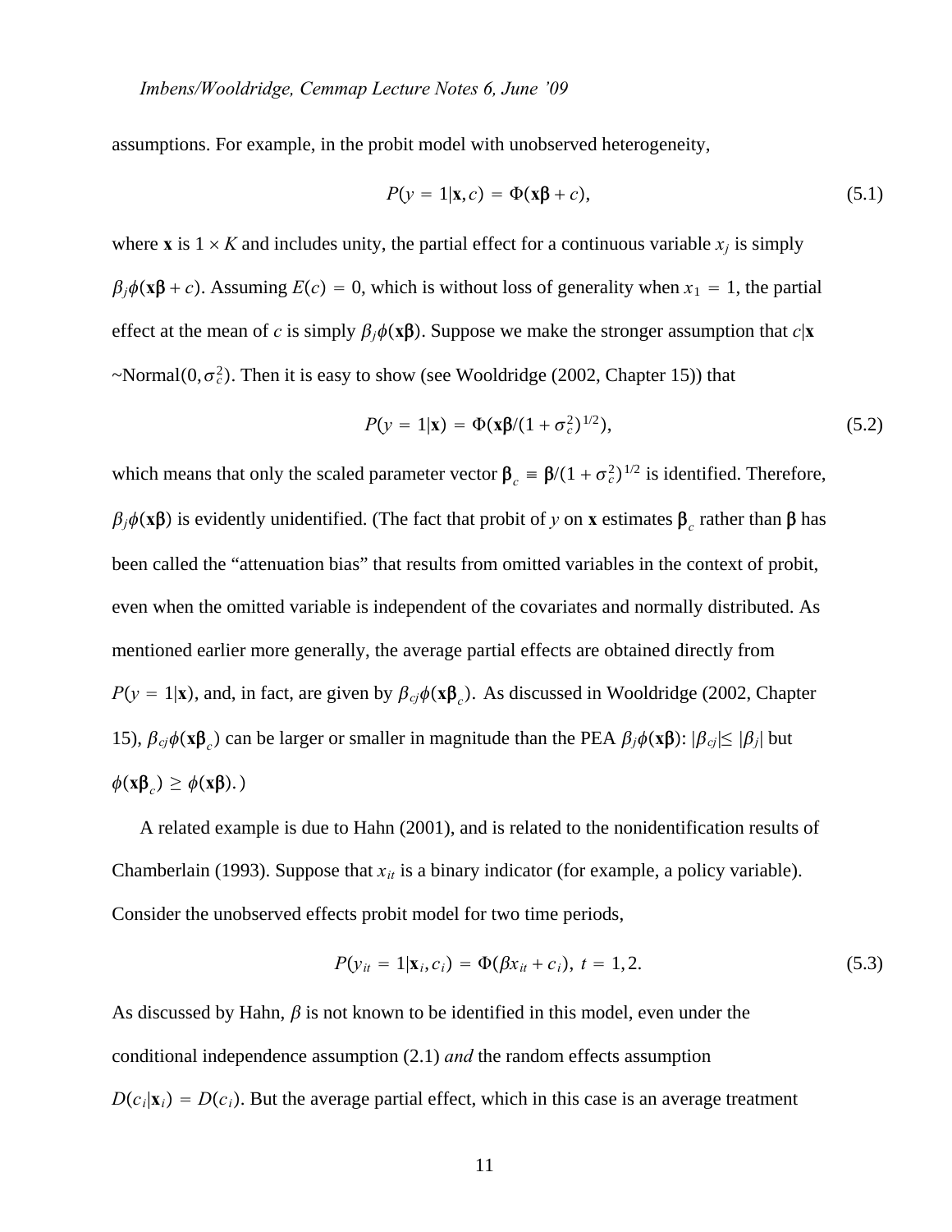assumptions. For example, in the probit model with unobserved heterogeneity,

$$P(y = 1|\mathbf{x}, c) = \Phi(\mathbf{x}\boldsymbol{\beta} + c), \tag{5.1}$$

where $\mathbf{x}$ is $1 \times K$ and includes unity, the partial effect for a continuous variable $x_j$ is simply $\beta_j \phi(\mathbf{x}\boldsymbol{\beta} + c)$. Assuming $E(c) = 0$, which is without loss of generality when $x_1 = 1$, the partial effect at the mean of $c$ is simply $\beta_j \phi(\mathbf{x}\boldsymbol{\beta})$. Suppose we make the stronger assumption that $c|\mathbf{x}$ ~Normal$(0, \sigma_c^2)$. Then it is easy to show (see Wooldridge (2002, Chapter 15)) that

$$P(y = 1|\mathbf{x}) = \Phi(\mathbf{x}\boldsymbol{\beta}/(1 + \sigma_c^2)^{1/2}), \tag{5.2}$$

which means that only the scaled parameter vector $\boldsymbol{\beta}_c \equiv \boldsymbol{\beta}/(1 + \sigma_c^2)^{1/2}$ is identified. Therefore, $\beta_j \phi(\mathbf{x}\boldsymbol{\beta})$ is evidently unidentified. (The fact that probit of $y$ on $\mathbf{x}$ estimates $\boldsymbol{\beta}_c$ rather than $\boldsymbol{\beta}$ has been called the "attenuation bias" that results from omitted variables in the context of probit, even when the omitted variable is independent of the covariates and normally distributed. As mentioned earlier more generally, the average partial effects are obtained directly from $P(y = 1|\mathbf{x})$, and, in fact, are given by $\beta_{cj} \phi(\mathbf{x}\boldsymbol{\beta}_c)$. As discussed in Wooldridge (2002, Chapter 15), $\beta_{cj} \phi(\mathbf{x}\boldsymbol{\beta}_c)$ can be larger or smaller in magnitude than the PEA $\beta_j \phi(\mathbf{x}\boldsymbol{\beta})$: $|\beta_{cj}| \leq |\beta_j|$ but $\phi(\mathbf{x}\boldsymbol{\beta}_c) \geq \phi(\mathbf{x}\boldsymbol{\beta})$.)

A related example is due to Hahn (2001), and is related to the nonidentification results of Chamberlain (1993). Suppose that $x_{it}$ is a binary indicator (for example, a policy variable). Consider the unobserved effects probit model for two time periods,

$$P(y_{it} = 1|\mathbf{x}_i, c_i) = \Phi(\beta x_{it} + c_i),\ t = 1, 2. \tag{5.3}$$

As discussed by Hahn, $\beta$ is not known to be identified in this model, even under the conditional independence assumption (2.1) *and* the random effects assumption $D(c_i|\mathbf{x}_i) = D(c_i)$. But the average partial effect, which in this case is an average treatment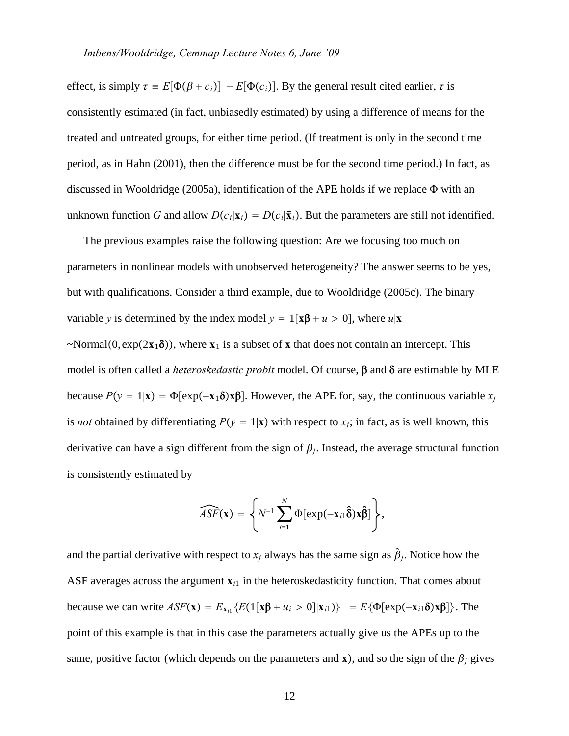effect, is simply $\tau \equiv E[\Phi(\beta + c_i)] - E[\Phi(c_i)]$. By the general result cited earlier, $\tau$ is consistently estimated (in fact, unbiasedly estimated) by using a difference of means for the treated and untreated groups, for either time period. (If treatment is only in the second time period, as in Hahn (2001), then the difference must be for the second time period.) In fact, as discussed in Wooldridge (2005a), identification of the APE holds if we replace $\Phi$ with an unknown function $G$ and allow $D(c_i|\mathbf{x}_i) = D(c_i|\bar{\mathbf{x}}_i)$. But the parameters are still not identified.

The previous examples raise the following question: Are we focusing too much on parameters in nonlinear models with unobserved heterogeneity? The answer seems to be yes, but with qualifications. Consider a third example, due to Wooldridge (2005c). The binary variable $y$ is determined by the index model $y = 1[\mathbf{x}\boldsymbol{\beta} + u > 0]$, where $u|\mathbf{x}$ ~Normal$(0, \exp(2\mathbf{x}_1\boldsymbol{\delta}))$, where $\mathbf{x}_1$ is a subset of $\mathbf{x}$ that does not contain an intercept. This model is often called a *heteroskedastic probit* model. Of course, $\boldsymbol{\beta}$ and $\boldsymbol{\delta}$ are estimable by MLE because $P(y = 1|\mathbf{x}) = \Phi[\exp(-\mathbf{x}_1\boldsymbol{\delta})\mathbf{x}\boldsymbol{\beta}]$. However, the APE for, say, the continuous variable $x_j$ is *not* obtained by differentiating $P(y = 1|\mathbf{x})$ with respect to $x_j$; in fact, as is well known, this derivative can have a sign different from the sign of $\beta_j$. Instead, the average structural function is consistently estimated by

$$\widehat{ASF}(\mathbf{x}) = \left\{ N^{-1} \sum_{i=1}^{N} \Phi[\exp(-\mathbf{x}_{i1}\hat{\boldsymbol{\delta}})\mathbf{x}\hat{\boldsymbol{\beta}}] \right\},$$

and the partial derivative with respect to $x_j$ always has the same sign as $\hat{\beta}_j$. Notice how the ASF averages across the argument $\mathbf{x}_{i1}$ in the heteroskedasticity function. That comes about because we can write $ASF(\mathbf{x}) = E_{\mathbf{x}_{i1}}\{E(1[\mathbf{x}\boldsymbol{\beta} + u_i > 0]|\mathbf{x}_{i1})\} = E\{\Phi[\exp(-\mathbf{x}_{i1}\boldsymbol{\delta})\mathbf{x}\boldsymbol{\beta}]\}$. The point of this example is that in this case the parameters actually give us the APEs up to the same, positive factor (which depends on the parameters and $\mathbf{x}$), and so the sign of the $\beta_j$ gives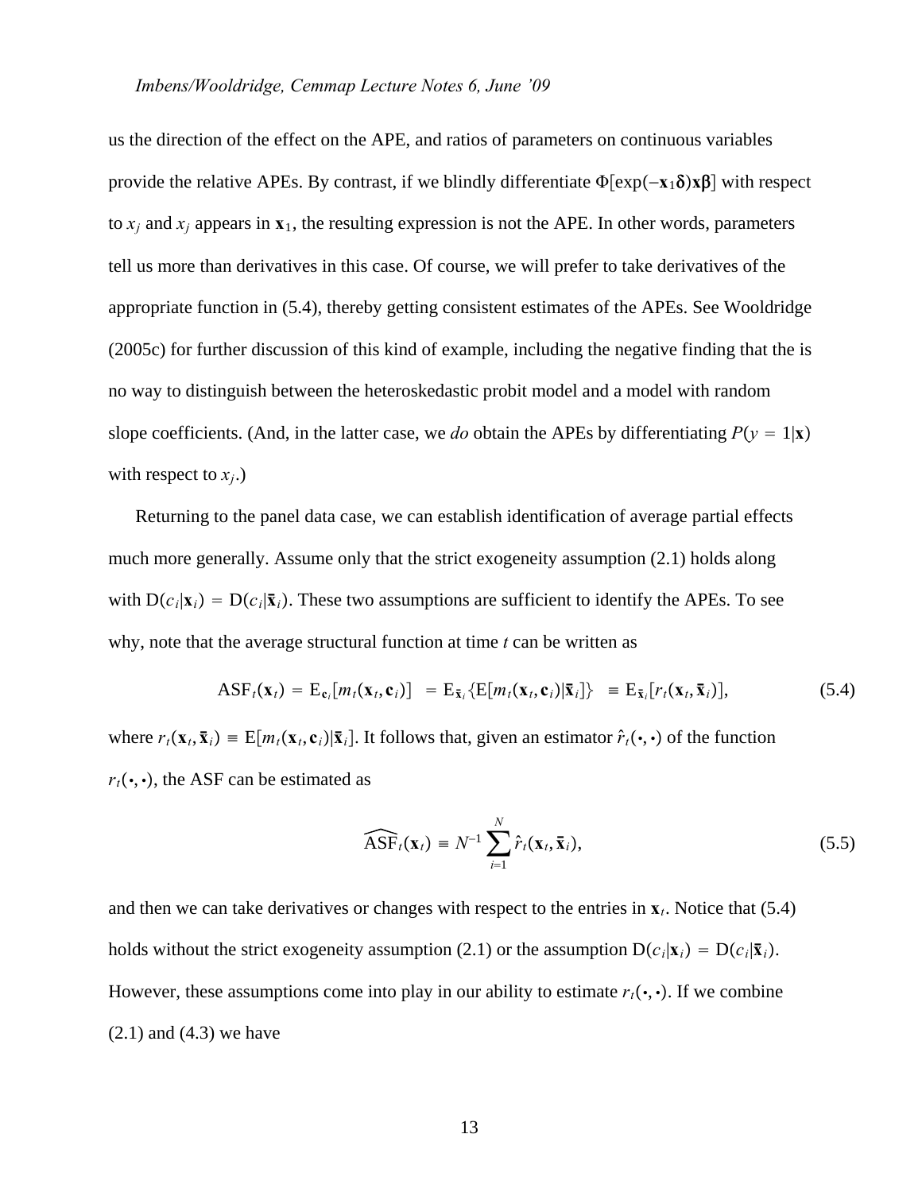us the direction of the effect on the APE, and ratios of parameters on continuous variables provide the relative APEs. By contrast, if we blindly differentiate $\Phi[\exp(-\mathbf{x}_1\boldsymbol{\delta})\mathbf{x}\boldsymbol{\beta}]$ with respect to $x_j$ and $x_j$ appears in $\mathbf{x}_1$, the resulting expression is not the APE. In other words, parameters tell us more than derivatives in this case. Of course, we will prefer to take derivatives of the appropriate function in (5.4), thereby getting consistent estimates of the APEs. See Wooldridge (2005c) for further discussion of this kind of example, including the negative finding that the is no way to distinguish between the heteroskedastic probit model and a model with random slope coefficients. (And, in the latter case, we *do* obtain the APEs by differentiating $P(y = 1|\mathbf{x})$ with respect to $x_j$.)

Returning to the panel data case, we can establish identification of average partial effects much more generally. Assume only that the strict exogeneity assumption (2.1) holds along with $\mathrm{D}(c_i|\mathbf{x}_i) = \mathrm{D}(c_i|\bar{\mathbf{x}}_i)$. These two assumptions are sufficient to identify the APEs. To see why, note that the average structural function at time $t$ can be written as

$$\mathrm{ASF}_t(\mathbf{x}_t) = \mathrm{E}_{\mathbf{c}_i}[m_t(\mathbf{x}_t, \mathbf{c}_i)] = \mathrm{E}_{\bar{\mathbf{x}}_i}\{\mathrm{E}[m_t(\mathbf{x}_t, \mathbf{c}_i)|\bar{\mathbf{x}}_i]\} \equiv \mathrm{E}_{\bar{\mathbf{x}}_i}[r_t(\mathbf{x}_t, \bar{\mathbf{x}}_i)], \tag{5.4}$$

where $r_t(\mathbf{x}_t, \bar{\mathbf{x}}_i) \equiv \mathrm{E}[m_t(\mathbf{x}_t, \mathbf{c}_i)|\bar{\mathbf{x}}_i]$. It follows that, given an estimator $\hat{r}_t(\cdot,\cdot)$ of the function $r_t(\cdot,\cdot)$, the ASF can be estimated as

$$\widehat{\mathrm{ASF}}_t(\mathbf{x}_t) \equiv N^{-1}\sum_{i=1}^{N}\hat{r}_t(\mathbf{x}_t, \bar{\mathbf{x}}_i), \tag{5.5}$$

and then we can take derivatives or changes with respect to the entries in $\mathbf{x}_t$. Notice that (5.4) holds without the strict exogeneity assumption (2.1) or the assumption $\mathrm{D}(c_i|\mathbf{x}_i) = \mathrm{D}(c_i|\bar{\mathbf{x}}_i)$. However, these assumptions come into play in our ability to estimate $r_t(\cdot,\cdot)$. If we combine (2.1) and (4.3) we have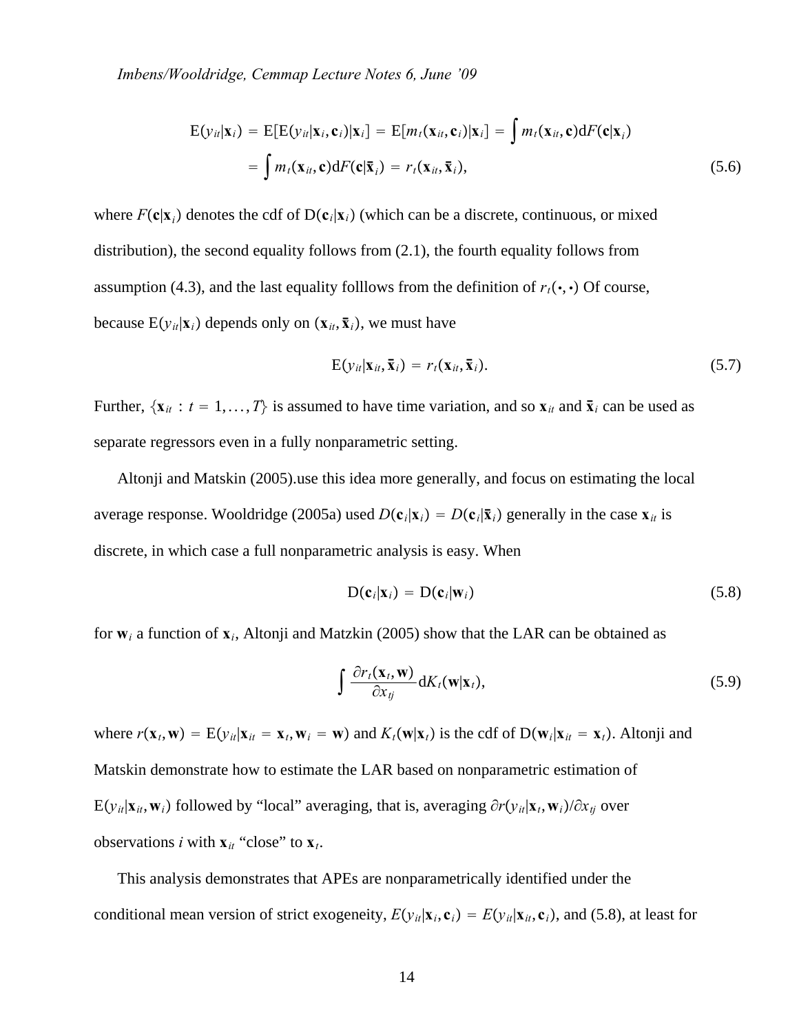$$
\begin{aligned}
\mathrm{E}(y_{it}|\mathbf{x}_i) &= \mathrm{E}[\mathrm{E}(y_{it}|\mathbf{x}_i, \mathbf{c}_i)|\mathbf{x}_i] = \mathrm{E}[m_t(\mathbf{x}_{it}, \mathbf{c}_i)|\mathbf{x}_i] = \int m_t(\mathbf{x}_{it}, \mathbf{c}) dF(\mathbf{c}|\mathbf{x}_i) \\
&= \int m_t(\mathbf{x}_{it}, \mathbf{c}) dF(\mathbf{c}|\bar{\mathbf{x}}_i) = r_t(\mathbf{x}_{it}, \bar{\mathbf{x}}_i),
\end{aligned} \tag{5.6}
$$

where $F(\mathbf{c}|\mathbf{x}_i)$ denotes the cdf of $\mathrm{D}(\mathbf{c}_i|\mathbf{x}_i)$ (which can be a discrete, continuous, or mixed distribution), the second equality follows from (2.1), the fourth equality follows from assumption (4.3), and the last equality folllows from the definition of $r_t(\cdot,\cdot)$ Of course, because $\mathrm{E}(y_{it}|\mathbf{x}_i)$ depends only on $(\mathbf{x}_{it}, \bar{\mathbf{x}}_i)$, we must have

$$
\mathrm{E}(y_{it}|\mathbf{x}_{it}, \bar{\mathbf{x}}_i) = r_t(\mathbf{x}_{it}, \bar{\mathbf{x}}_i). \tag{5.7}
$$

Further, $\{\mathbf{x}_{it} : t = 1, \ldots, T\}$ is assumed to have time variation, and so $\mathbf{x}_{it}$ and $\bar{\mathbf{x}}_i$ can be used as separate regressors even in a fully nonparametric setting.

Altonji and Matskin (2005).use this idea more generally, and focus on estimating the local average response. Wooldridge (2005a) used $D(\mathbf{c}_i|\mathbf{x}_i) = D(\mathbf{c}_i|\bar{\mathbf{x}}_i)$ generally in the case $\mathbf{x}_{it}$ is discrete, in which case a full nonparametric analysis is easy. When

$$
\mathrm{D}(\mathbf{c}_i|\mathbf{x}_i) = \mathrm{D}(\mathbf{c}_i|\mathbf{w}_i) \tag{5.8}
$$

for $\mathbf{w}_i$ a function of $\mathbf{x}_i$, Altonji and Matzkin (2005) show that the LAR can be obtained as

$$
\int \frac{\partial r_t(\mathbf{x}_t, \mathbf{w})}{\partial x_{tj}} dK_t(\mathbf{w}|\mathbf{x}_t), \tag{5.9}
$$

where $r(\mathbf{x}_t, \mathbf{w}) = \mathrm{E}(y_{it}|\mathbf{x}_{it} = \mathbf{x}_t, \mathbf{w}_i = \mathbf{w})$ and $K_t(\mathbf{w}|\mathbf{x}_t)$ is the cdf of $\mathrm{D}(\mathbf{w}_i|\mathbf{x}_{it} = \mathbf{x}_t)$. Altonji and Matskin demonstrate how to estimate the LAR based on nonparametric estimation of $\mathrm{E}(y_{it}|\mathbf{x}_{it}, \mathbf{w}_i)$ followed by "local" averaging, that is, averaging $\partial r(y_{it}|\mathbf{x}_t, \mathbf{w}_i)/\partial x_{tj}$ over observations $i$ with $\mathbf{x}_{it}$ "close" to $\mathbf{x}_t$.

This analysis demonstrates that APEs are nonparametrically identified under the conditional mean version of strict exogeneity, $E(y_{it}|\mathbf{x}_i, \mathbf{c}_i) = E(y_{it}|\mathbf{x}_{it}, \mathbf{c}_i)$, and (5.8), at least for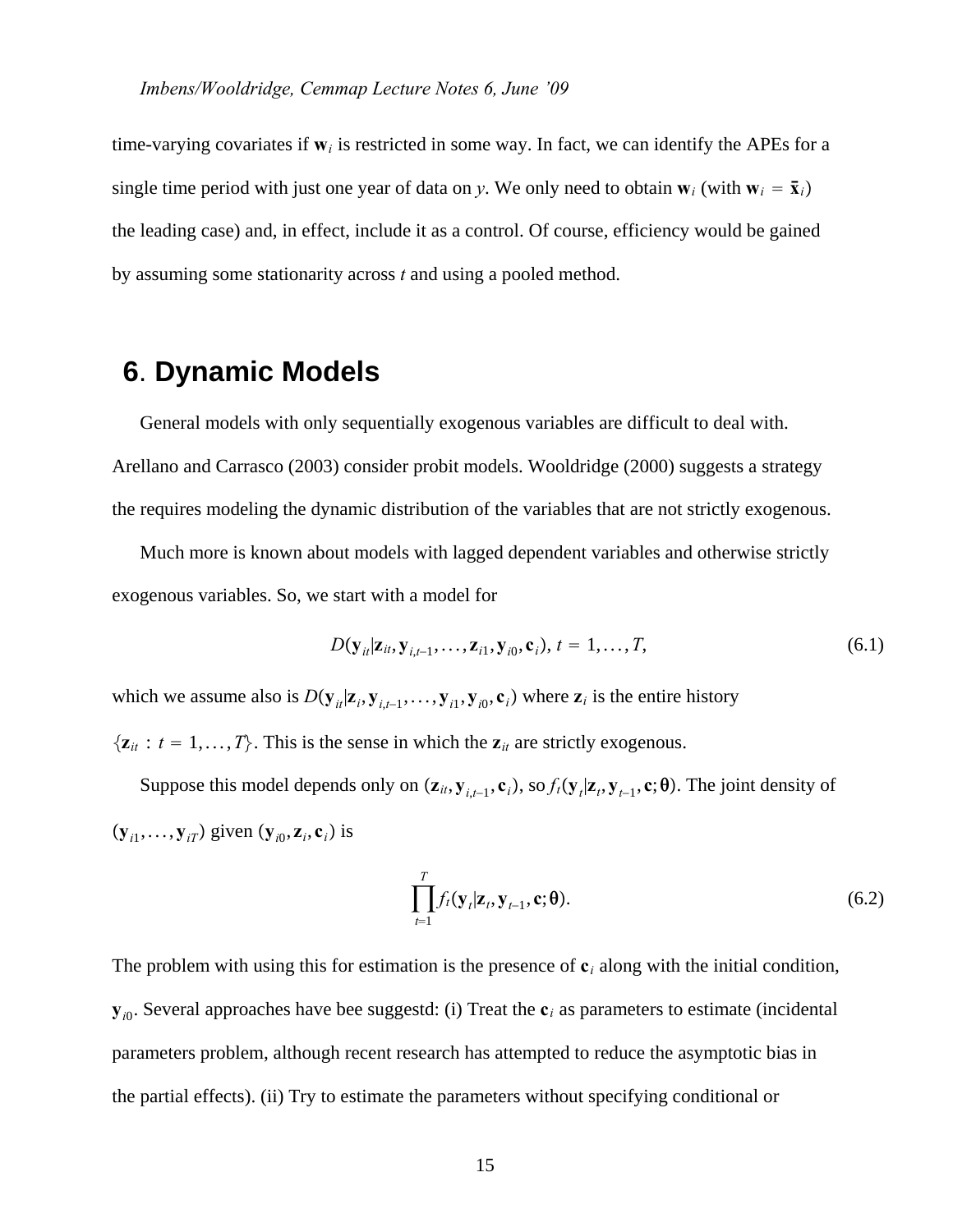time-varying covariates if $\mathbf{w}_i$ is restricted in some way. In fact, we can identify the APEs for a single time period with just one year of data on $y$. We only need to obtain $\mathbf{w}_i$ (with $\mathbf{w}_i = \bar{\mathbf{x}}_i$) the leading case) and, in effect, include it as a control. Of course, efficiency would be gained by assuming some stationarity across $t$ and using a pooled method.

## 6. Dynamic Models

General models with only sequentially exogenous variables are difficult to deal with. Arellano and Carrasco (2003) consider probit models. Wooldridge (2000) suggests a strategy the requires modeling the dynamic distribution of the variables that are not strictly exogenous.

Much more is known about models with lagged dependent variables and otherwise strictly exogenous variables. So, we start with a model for

$$D(\mathbf{y}_{it}|\mathbf{z}_{it}, \mathbf{y}_{i,t-1}, \ldots, \mathbf{z}_{i1}, \mathbf{y}_{i0}, \mathbf{c}_i),\ t = 1, \ldots, T, \tag{6.1}$$

which we assume also is $D(\mathbf{y}_{it}|\mathbf{z}_i, \mathbf{y}_{i,t-1}, \ldots, \mathbf{y}_{i1}, \mathbf{y}_{i0}, \mathbf{c}_i)$ where $\mathbf{z}_i$ is the entire history $\{\mathbf{z}_{it} : t = 1, \ldots, T\}$. This is the sense in which the $\mathbf{z}_{it}$ are strictly exogenous.

Suppose this model depends only on $(\mathbf{z}_{it}, \mathbf{y}_{i,t-1}, \mathbf{c}_i)$, so $f_t(\mathbf{y}_t|\mathbf{z}_t, \mathbf{y}_{t-1}, \mathbf{c}; \boldsymbol{\theta})$. The joint density of $(\mathbf{y}_{i1}, \ldots, \mathbf{y}_{iT})$ given $(\mathbf{y}_{i0}, \mathbf{z}_i, \mathbf{c}_i)$ is

$$\prod_{t=1}^{T} f_t(\mathbf{y}_t|\mathbf{z}_t, \mathbf{y}_{t-1}, \mathbf{c}; \boldsymbol{\theta}). \tag{6.2}$$

The problem with using this for estimation is the presence of $\mathbf{c}_i$ along with the initial condition, $\mathbf{y}_{i0}$. Several approaches have bee suggestd: (i) Treat the $\mathbf{c}_i$ as parameters to estimate (incidental parameters problem, although recent research has attempted to reduce the asymptotic bias in the partial effects). (ii) Try to estimate the parameters without specifying conditional or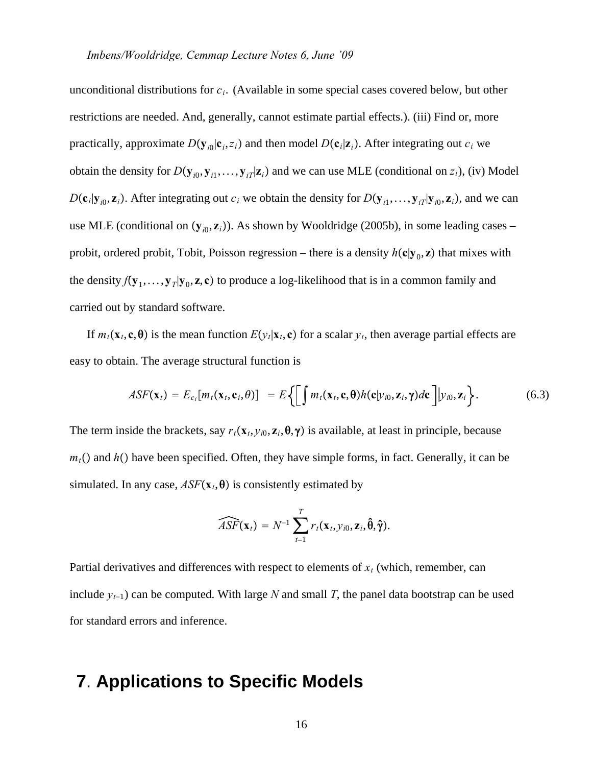unconditional distributions for $c_i$. (Available in some special cases covered below, but other restrictions are needed. And, generally, cannot estimate partial effects.). (iii) Find or, more practically, approximate $D(\mathbf{y}_{i0}|\mathbf{c}_i, z_i)$ and then model $D(\mathbf{c}_i|\mathbf{z}_i)$. After integrating out $c_i$ we obtain the density for $D(\mathbf{y}_{i0}, \mathbf{y}_{i1}, \ldots, \mathbf{y}_{iT}|\mathbf{z}_i)$ and we can use MLE (conditional on $z_i$), (iv) Model $D(\mathbf{c}_i|\mathbf{y}_{i0}, \mathbf{z}_i)$. After integrating out $c_i$ we obtain the density for $D(\mathbf{y}_{i1}, \ldots, \mathbf{y}_{iT}|\mathbf{y}_{i0}, \mathbf{z}_i)$, and we can use MLE (conditional on $(\mathbf{y}_{i0}, \mathbf{z}_i)$). As shown by Wooldridge (2005b), in some leading cases – probit, ordered probit, Tobit, Poisson regression – there is a density $h(\mathbf{c}|\mathbf{y}_0, \mathbf{z})$ that mixes with the density $f(\mathbf{y}_1, \ldots, \mathbf{y}_T|\mathbf{y}_0, \mathbf{z}, \mathbf{c})$ to produce a log-likelihood that is in a common family and carried out by standard software.

If $m_t(\mathbf{x}_t, \mathbf{c}, \boldsymbol{\theta})$ is the mean function $E(y_t|\mathbf{x}_t, \mathbf{c})$ for a scalar $y_t$, then average partial effects are easy to obtain. The average structural function is

$$ASF(\mathbf{x}_t) = E_{c_i}[m_t(\mathbf{x}_t, \mathbf{c}_i, \theta)] = E\left\{\left[\int m_t(\mathbf{x}_t, \mathbf{c}, \boldsymbol{\theta}) h(\mathbf{c}|y_{i0}, \mathbf{z}_i, \boldsymbol{\gamma}) d\mathbf{c}\right]\Big| y_{i0}, \mathbf{z}_i\right\}. \tag{6.3}$$

The term inside the brackets, say $r_t(\mathbf{x}_t, y_{i0}, \mathbf{z}_i, \boldsymbol{\theta}, \boldsymbol{\gamma})$ is available, at least in principle, because $m_t()$ and $h()$ have been specified. Often, they have simple forms, in fact. Generally, it can be simulated. In any case, $ASF(\mathbf{x}_t, \boldsymbol{\theta})$ is consistently estimated by

$$\widehat{ASF}(\mathbf{x}_t) = N^{-1} \sum_{t=1}^{T} r_t(\mathbf{x}_t, y_{i0}, \mathbf{z}_i, \hat{\boldsymbol{\theta}}, \hat{\boldsymbol{\gamma}}).$$

Partial derivatives and differences with respect to elements of $x_t$ (which, remember, can include $y_{t-1}$) can be computed. With large $N$ and small $T$, the panel data bootstrap can be used for standard errors and inference.

# 7. Applications to Specific Models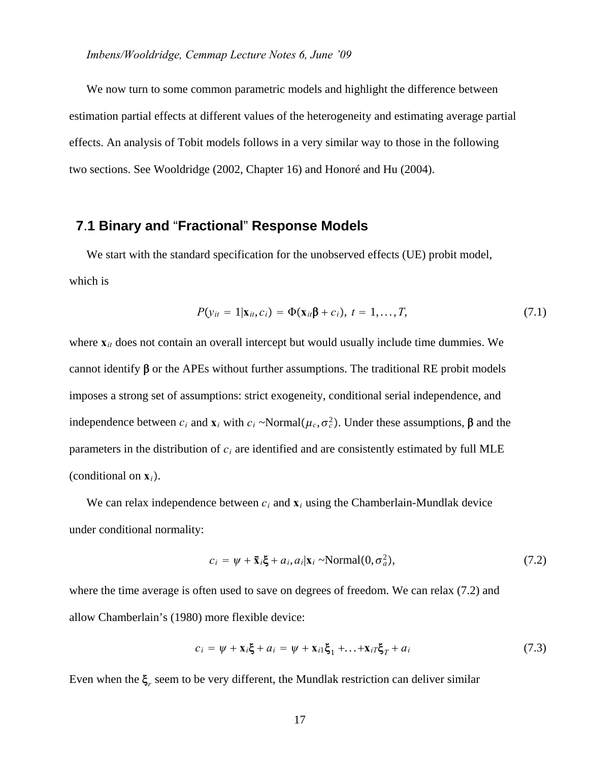We now turn to some common parametric models and highlight the difference between estimation partial effects at different values of the heterogeneity and estimating average partial effects. An analysis of Tobit models follows in a very similar way to those in the following two sections. See Wooldridge (2002, Chapter 16) and Honoré and Hu (2004).

## 7.1 Binary and "Fractional" Response Models

We start with the standard specification for the unobserved effects (UE) probit model, which is

$$P(y_{it} = 1|\mathbf{x}_{it}, c_i) = \Phi(\mathbf{x}_{it}\boldsymbol{\beta} + c_i),\ t = 1,\ldots,T, \tag{7.1}$$

where $\mathbf{x}_{it}$ does not contain an overall intercept but would usually include time dummies. We cannot identify $\boldsymbol{\beta}$ or the APEs without further assumptions. The traditional RE probit models imposes a strong set of assumptions: strict exogeneity, conditional serial independence, and independence between $c_i$ and $\mathbf{x}_i$ with $c_i$ ~Normal$(\mu_c, \sigma_c^2)$. Under these assumptions, $\boldsymbol{\beta}$ and the parameters in the distribution of $c_i$ are identified and are consistently estimated by full MLE (conditional on $\mathbf{x}_i$).

We can relax independence between $c_i$ and $\mathbf{x}_i$ using the Chamberlain-Mundlak device under conditional normality:

$$c_i = \psi + \bar{\mathbf{x}}_i\boldsymbol{\xi} + a_i, a_i|\mathbf{x}_i \text{ ~Normal}(0, \sigma_a^2), \tag{7.2}$$

where the time average is often used to save on degrees of freedom. We can relax (7.2) and allow Chamberlain's (1980) more flexible device:

$$c_i = \psi + \mathbf{x}_i\boldsymbol{\xi} + a_i = \psi + \mathbf{x}_{i1}\boldsymbol{\xi}_1 + \ldots + \mathbf{x}_{iT}\boldsymbol{\xi}_T + a_i \tag{7.3}$$

Even when the $\boldsymbol{\xi}_r$ seem to be very different, the Mundlak restriction can deliver similar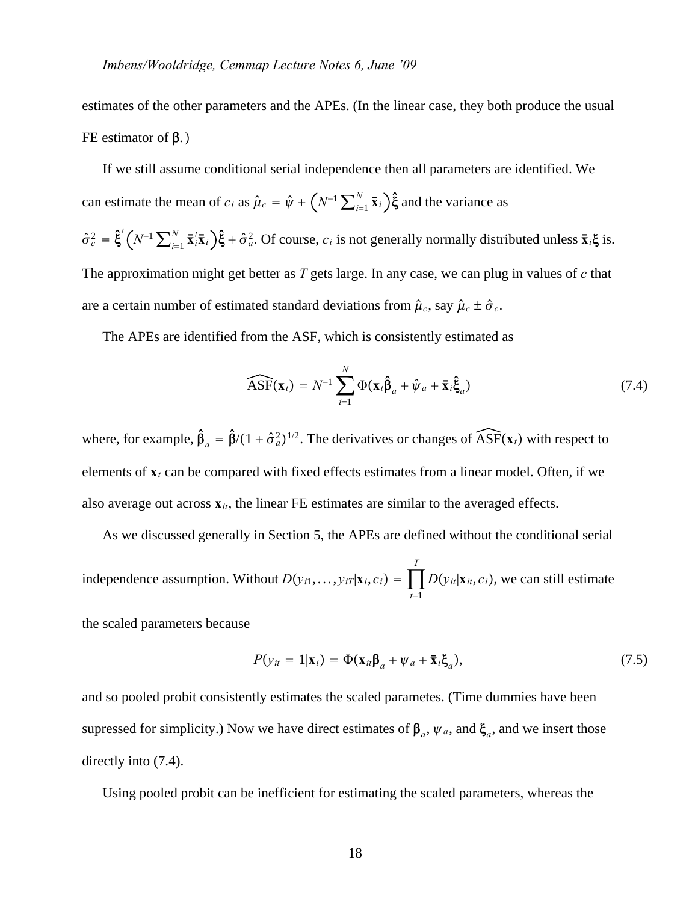estimates of the other parameters and the APEs. (In the linear case, they both produce the usual FE estimator of $\boldsymbol{\beta}$.)

If we still assume conditional serial independence then all parameters are identified. We can estimate the mean of $c_i$ as $\hat{\mu}_c = \hat{\psi} + \left(N^{-1}\sum_{i=1}^{N} \bar{\mathbf{x}}_i\right)\hat{\boldsymbol{\xi}}$ and the variance as $\hat{\sigma}_c^2 \equiv \hat{\boldsymbol{\xi}}'\left(N^{-1}\sum_{i=1}^{N} \bar{\mathbf{x}}_i'\bar{\mathbf{x}}_i\right)\hat{\boldsymbol{\xi}} + \hat{\sigma}_a^2$. Of course, $c_i$ is not generally normally distributed unless $\bar{\mathbf{x}}_i\boldsymbol{\xi}$ is. The approximation might get better as $T$ gets large. In any case, we can plug in values of $c$ that are a certain number of estimated standard deviations from $\hat{\mu}_c$, say $\hat{\mu}_c \pm \hat{\sigma}_c$.

The APEs are identified from the ASF, which is consistently estimated as

$$\widehat{\text{ASF}}(\mathbf{x}_t) = N^{-1}\sum_{i=1}^{N} \Phi(\mathbf{x}_t\hat{\boldsymbol{\beta}}_a + \hat{\psi}_a + \bar{\mathbf{x}}_i\hat{\boldsymbol{\xi}}_a) \tag{7.4}$$

where, for example, $\hat{\boldsymbol{\beta}}_a = \hat{\boldsymbol{\beta}}/(1+\hat{\sigma}_a^2)^{1/2}$. The derivatives or changes of $\widehat{\text{ASF}}(\mathbf{x}_t)$ with respect to elements of $\mathbf{x}_t$ can be compared with fixed effects estimates from a linear model. Often, if we also average out across $\mathbf{x}_{it}$, the linear FE estimates are similar to the averaged effects.

As we discussed generally in Section 5, the APEs are defined without the conditional serial independence assumption. Without $D(y_{i1},\ldots,y_{iT}|\mathbf{x}_i,c_i) = \prod_{t=1}^{T} D(y_{it}|\mathbf{x}_{it},c_i)$, we can still estimate the scaled parameters because

$$P(y_{it} = 1|\mathbf{x}_i) = \Phi(\mathbf{x}_{it}\boldsymbol{\beta}_a + \psi_a + \bar{\mathbf{x}}_i\boldsymbol{\xi}_a), \tag{7.5}$$

and so pooled probit consistently estimates the scaled parametes. (Time dummies have been supressed for simplicity.) Now we have direct estimates of $\boldsymbol{\beta}_a$, $\psi_a$, and $\boldsymbol{\xi}_a$, and we insert those directly into (7.4).

Using pooled probit can be inefficient for estimating the scaled parameters, whereas the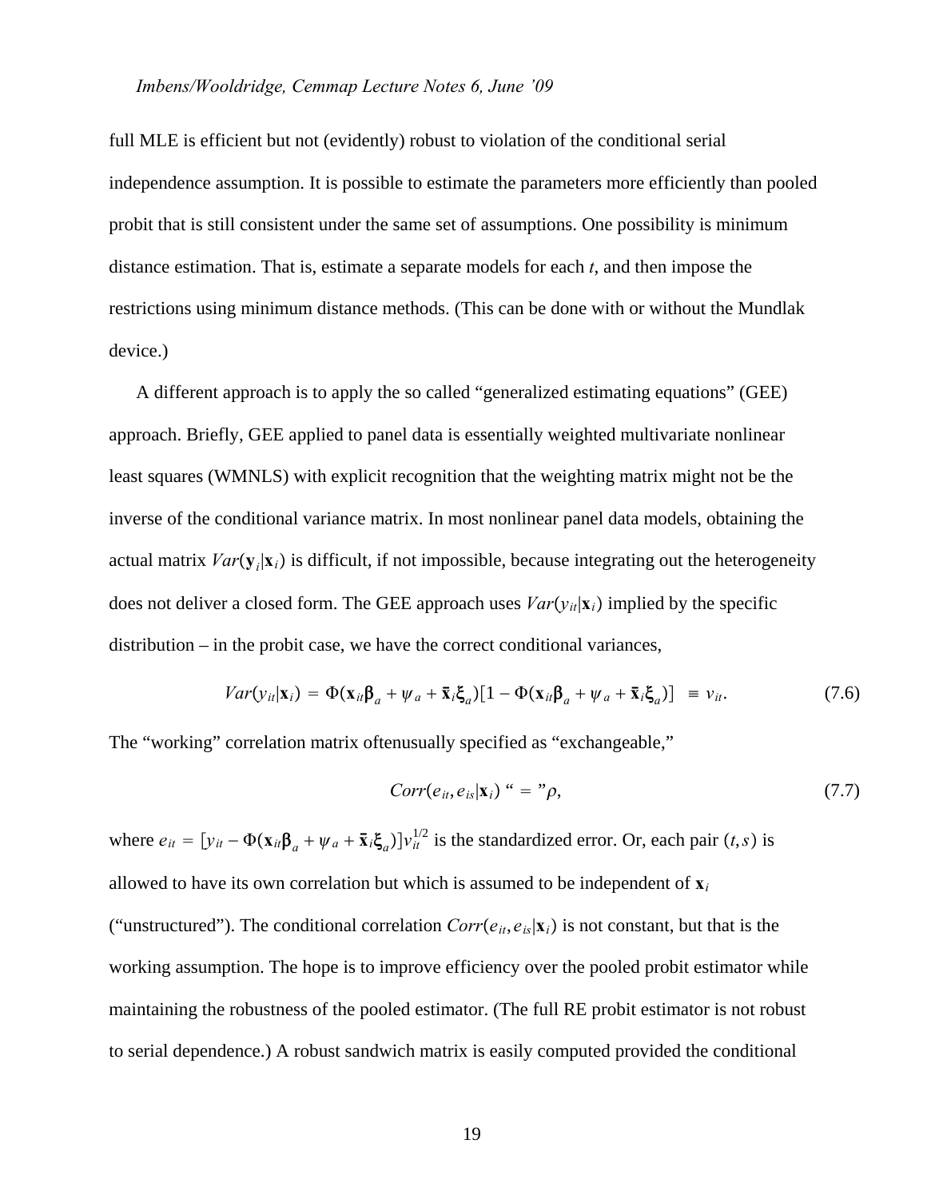full MLE is efficient but not (evidently) robust to violation of the conditional serial independence assumption. It is possible to estimate the parameters more efficiently than pooled probit that is still consistent under the same set of assumptions. One possibility is minimum distance estimation. That is, estimate a separate models for each $t$, and then impose the restrictions using minimum distance methods. (This can be done with or without the Mundlak device.)

A different approach is to apply the so called "generalized estimating equations" (GEE) approach. Briefly, GEE applied to panel data is essentially weighted multivariate nonlinear least squares (WMNLS) with explicit recognition that the weighting matrix might not be the inverse of the conditional variance matrix. In most nonlinear panel data models, obtaining the actual matrix $Var(\mathbf{y}_i|\mathbf{x}_i)$ is difficult, if not impossible, because integrating out the heterogeneity does not deliver a closed form. The GEE approach uses $Var(y_{it}|\mathbf{x}_i)$ implied by the specific distribution – in the probit case, we have the correct conditional variances,

$$Var(y_{it}|\mathbf{x}_i) = \Phi(\mathbf{x}_{it}\boldsymbol{\beta}_a + \psi_a + \bar{\mathbf{x}}_i\boldsymbol{\xi}_a)[1 - \Phi(\mathbf{x}_{it}\boldsymbol{\beta}_a + \psi_a + \bar{\mathbf{x}}_i\boldsymbol{\xi}_a)] \equiv v_{it}. \tag{7.6}$$

The "working" correlation matrix oftenusually specified as "exchangeable,"

$$Corr(e_{it}, e_{is}|\mathbf{x}_i) \text{ “} = \text{”} \rho, \tag{7.7}$$

where $e_{it} = [y_{it} - \Phi(\mathbf{x}_{it}\boldsymbol{\beta}_a + \psi_a + \bar{\mathbf{x}}_i\boldsymbol{\xi}_a)]v_{it}^{1/2}$ is the standardized error. Or, each pair $(t, s)$ is allowed to have its own correlation but which is assumed to be independent of $\mathbf{x}_i$ ("unstructured"). The conditional correlation $Corr(e_{it}, e_{is}|\mathbf{x}_i)$ is not constant, but that is the working assumption. The hope is to improve efficiency over the pooled probit estimator while maintaining the robustness of the pooled estimator. (The full RE probit estimator is not robust to serial dependence.) A robust sandwich matrix is easily computed provided the conditional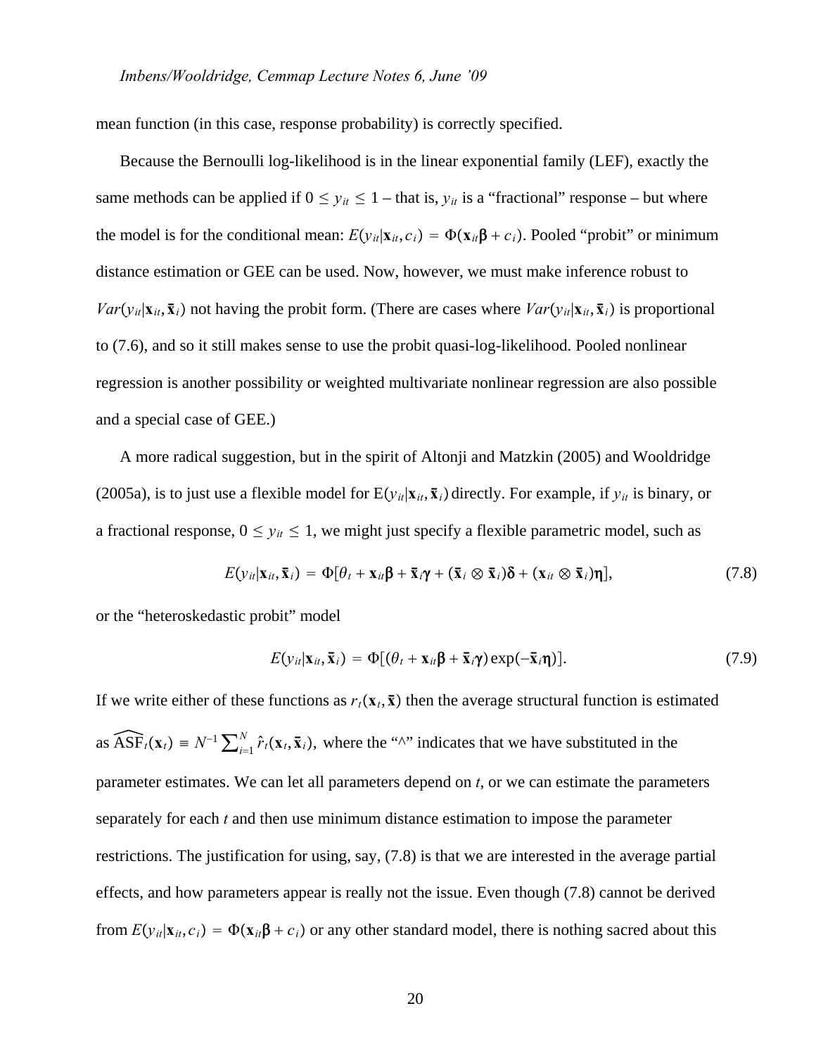mean function (in this case, response probability) is correctly specified.

Because the Bernoulli log-likelihood is in the linear exponential family (LEF), exactly the same methods can be applied if $0 \leq y_{it} \leq 1$ – that is, $y_{it}$ is a "fractional" response – but where the model is for the conditional mean: $E(y_{it}|\mathbf{x}_{it}, c_i) = \Phi(\mathbf{x}_{it}\boldsymbol{\beta} + c_i)$. Pooled "probit" or minimum distance estimation or GEE can be used. Now, however, we must make inference robust to $Var(y_{it}|\mathbf{x}_{it}, \bar{\mathbf{x}}_i)$ not having the probit form. (There are cases where $Var(y_{it}|\mathbf{x}_{it}, \bar{\mathbf{x}}_i)$ is proportional to (7.6), and so it still makes sense to use the probit quasi-log-likelihood. Pooled nonlinear regression is another possibility or weighted multivariate nonlinear regression are also possible and a special case of GEE.)

A more radical suggestion, but in the spirit of Altonji and Matzkin (2005) and Wooldridge (2005a), is to just use a flexible model for $\mathrm{E}(y_{it}|\mathbf{x}_{it}, \bar{\mathbf{x}}_i)$ directly. For example, if $y_{it}$ is binary, or a fractional response, $0 \leq y_{it} \leq 1$, we might just specify a flexible parametric model, such as

$$E(y_{it}|\mathbf{x}_{it}, \bar{\mathbf{x}}_i) = \Phi[\theta_t + \mathbf{x}_{it}\boldsymbol{\beta} + \bar{\mathbf{x}}_i\boldsymbol{\gamma} + (\bar{\mathbf{x}}_i \otimes \bar{\mathbf{x}}_i)\boldsymbol{\delta} + (\mathbf{x}_{it} \otimes \bar{\mathbf{x}}_i)\boldsymbol{\eta}], \tag{7.8}$$

or the "heteroskedastic probit" model

$$E(y_{it}|\mathbf{x}_{it}, \bar{\mathbf{x}}_i) = \Phi[(\theta_t + \mathbf{x}_{it}\boldsymbol{\beta} + \bar{\mathbf{x}}_i\boldsymbol{\gamma})\exp(-\bar{\mathbf{x}}_i\boldsymbol{\eta})]. \tag{7.9}$$

If we write either of these functions as $r_t(\mathbf{x}_t, \bar{\mathbf{x}})$ then the average structural function is estimated as $\widehat{\mathrm{ASF}}_t(\mathbf{x}_t) \equiv N^{-1}\sum_{i=1}^{N}\hat{r}_t(\mathbf{x}_t, \bar{\mathbf{x}}_i)$, where the "^" indicates that we have substituted in the parameter estimates. We can let all parameters depend on $t$, or we can estimate the parameters separately for each $t$ and then use minimum distance estimation to impose the parameter restrictions. The justification for using, say, (7.8) is that we are interested in the average partial effects, and how parameters appear is really not the issue. Even though (7.8) cannot be derived from $E(y_{it}|\mathbf{x}_{it}, c_i) = \Phi(\mathbf{x}_{it}\boldsymbol{\beta} + c_i)$ or any other standard model, there is nothing sacred about this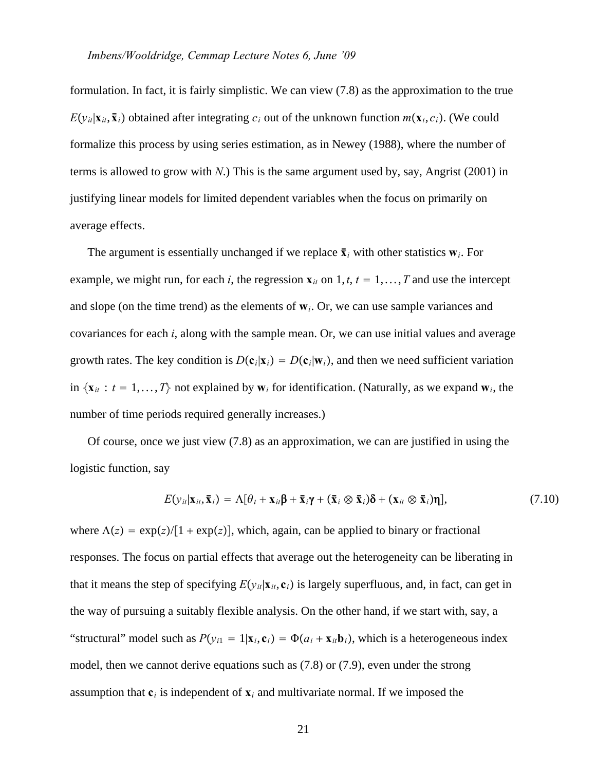formulation. In fact, it is fairly simplistic. We can view (7.8) as the approximation to the true $E(y_{it}|\mathbf{x}_{it}, \bar{\mathbf{x}}_i)$ obtained after integrating $c_i$ out of the unknown function $m(\mathbf{x}_t, c_i)$. (We could formalize this process by using series estimation, as in Newey (1988), where the number of terms is allowed to grow with $N$.) This is the same argument used by, say, Angrist (2001) in justifying linear models for limited dependent variables when the focus on primarily on average effects.

The argument is essentially unchanged if we replace $\bar{\mathbf{x}}_i$ with other statistics $\mathbf{w}_i$. For example, we might run, for each $i$, the regression $\mathbf{x}_{it}$ on $1, t$, $t = 1, \ldots, T$ and use the intercept and slope (on the time trend) as the elements of $\mathbf{w}_i$. Or, we can use sample variances and covariances for each $i$, along with the sample mean. Or, we can use initial values and average growth rates. The key condition is $D(\mathbf{c}_i|\mathbf{x}_i) = D(\mathbf{c}_i|\mathbf{w}_i)$, and then we need sufficient variation in $\{\mathbf{x}_{it} : t = 1, \ldots, T\}$ not explained by $\mathbf{w}_i$ for identification. (Naturally, as we expand $\mathbf{w}_i$, the number of time periods required generally increases.)

Of course, once we just view (7.8) as an approximation, we can are justified in using the logistic function, say

$$E(y_{it}|\mathbf{x}_{it}, \bar{\mathbf{x}}_i) = \Lambda[\theta_t + \mathbf{x}_{it}\boldsymbol{\beta} + \bar{\mathbf{x}}_i\boldsymbol{\gamma} + (\bar{\mathbf{x}}_i \otimes \bar{\mathbf{x}}_i)\boldsymbol{\delta} + (\mathbf{x}_{it} \otimes \bar{\mathbf{x}}_i)\boldsymbol{\eta}], \tag{7.10}$$

where $\Lambda(z) = \exp(z)/[1 + \exp(z)]$, which, again, can be applied to binary or fractional responses. The focus on partial effects that average out the heterogeneity can be liberating in that it means the step of specifying $E(y_{it}|\mathbf{x}_{it}, \mathbf{c}_i)$ is largely superfluous, and, in fact, can get in the way of pursuing a suitably flexible analysis. On the other hand, if we start with, say, a "structural" model such as $P(y_{i1} = 1|\mathbf{x}_i, \mathbf{c}_i) = \Phi(a_i + \mathbf{x}_{it}\mathbf{b}_i)$, which is a heterogeneous index model, then we cannot derive equations such as (7.8) or (7.9), even under the strong assumption that $\mathbf{c}_i$ is independent of $\mathbf{x}_i$ and multivariate normal. If we imposed the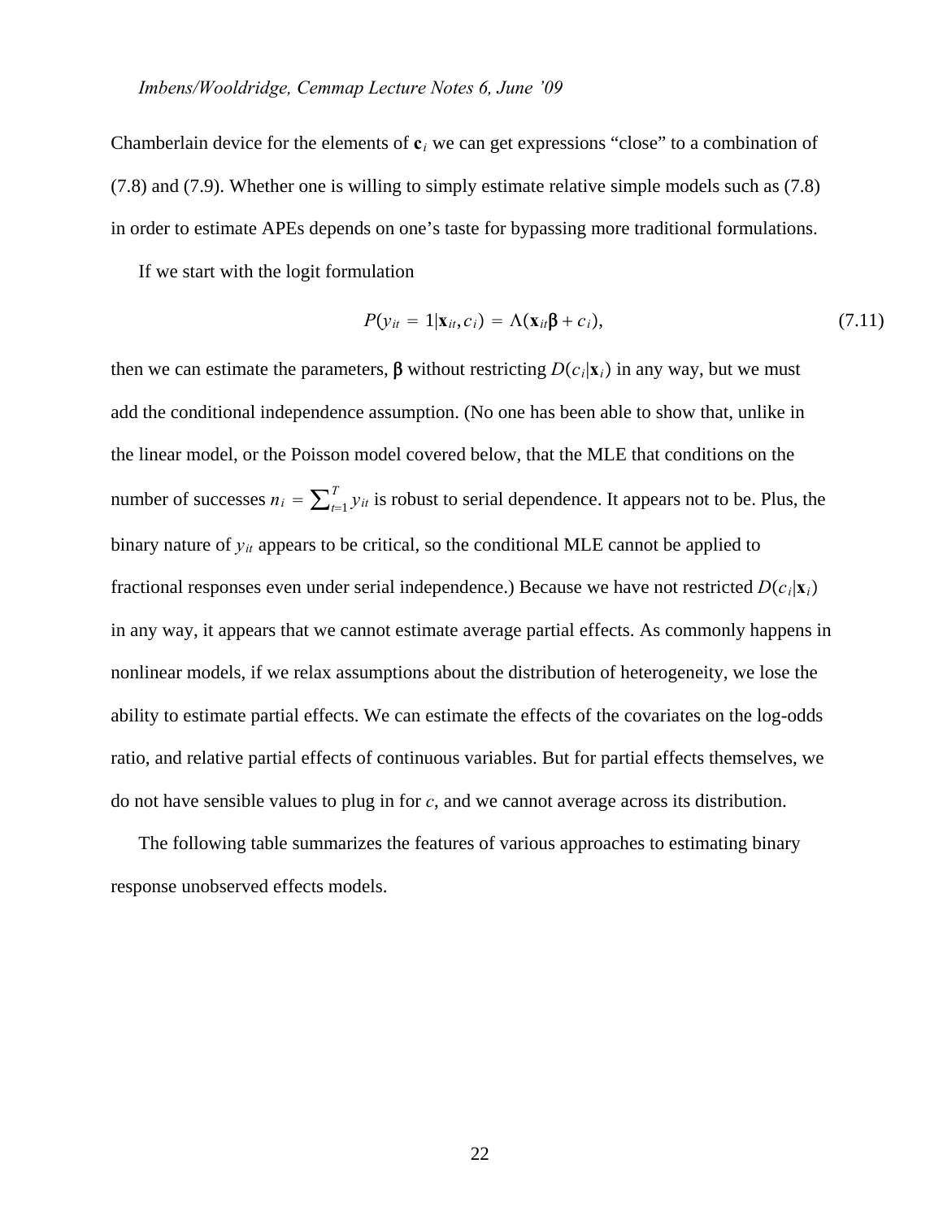Chamberlain device for the elements of $\mathbf{c}_i$ we can get expressions "close" to a combination of (7.8) and (7.9). Whether one is willing to simply estimate relative simple models such as (7.8) in order to estimate APEs depends on one's taste for bypassing more traditional formulations.

If we start with the logit formulation

$$P(y_{it} = 1|\mathbf{x}_{it}, c_i) = \Lambda(\mathbf{x}_{it}\boldsymbol{\beta} + c_i), \tag{7.11}$$

then we can estimate the parameters, $\boldsymbol{\beta}$ without restricting $D(c_i|\mathbf{x}_i)$ in any way, but we must add the conditional independence assumption. (No one has been able to show that, unlike in the linear model, or the Poisson model covered below, that the MLE that conditions on the number of successes $n_i = \sum_{t=1}^{T} y_{it}$ is robust to serial dependence. It appears not to be. Plus, the binary nature of $y_{it}$ appears to be critical, so the conditional MLE cannot be applied to fractional responses even under serial independence.) Because we have not restricted $D(c_i|\mathbf{x}_i)$ in any way, it appears that we cannot estimate average partial effects. As commonly happens in nonlinear models, if we relax assumptions about the distribution of heterogeneity, we lose the ability to estimate partial effects. We can estimate the effects of the covariates on the log-odds ratio, and relative partial effects of continuous variables. But for partial effects themselves, we do not have sensible values to plug in for $c$, and we cannot average across its distribution.

The following table summarizes the features of various approaches to estimating binary response unobserved effects models.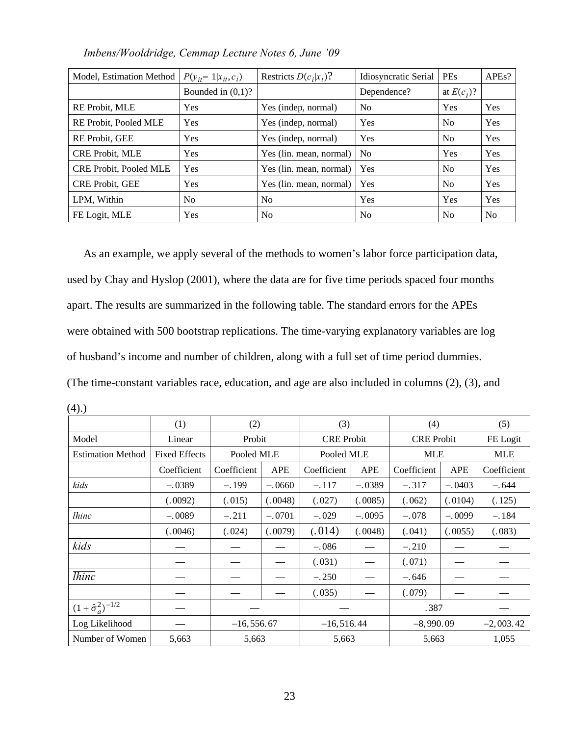| Model, Estimation Method | $P(y_{it} = 1\|x_{it}, c_i)$ | Restricts $D(c_i\|x_i)$? | Idiosyncratic Serial | PEs | APEs? |
|---|---|---|---|---|---|
| | Bounded in (0,1)? | | Dependence? | at $E(c_i)$? | |
| RE Probit, MLE | Yes | Yes (indep, normal) | No | Yes | Yes |
| RE Probit, Pooled MLE | Yes | Yes (indep, normal) | Yes | No | Yes |
| RE Probit, GEE | Yes | Yes (indep, normal) | Yes | No | Yes |
| CRE Probit, MLE | Yes | Yes (lin. mean, normal) | No | Yes | Yes |
| CRE Probit, Pooled MLE | Yes | Yes (lin. mean, normal) | Yes | No | Yes |
| CRE Probit, GEE | Yes | Yes (lin. mean, normal) | Yes | No | Yes |
| LPM, Within | No | No | Yes | Yes | Yes |
| FE Logit, MLE | Yes | No | No | No | No |

As an example, we apply several of the methods to women's labor force participation data, used by Chay and Hyslop (2001), where the data are for five time periods spaced four months apart. The results are summarized in the following table. The standard errors for the APEs were obtained with 500 bootstrap replications. The time-varying explanatory variables are log of husband's income and number of children, along with a full set of time period dummies. (The time-constant variables race, education, and age are also included in columns (2), (3), and (4).)

| | (1) | (2) | | (3) | | (4) | | (5) |
|---|---|---|---|---|---|---|---|---|
| Model | Linear | Probit | | CRE Probit | | CRE Probit | | FE Logit |
| Estimation Method | Fixed Effects | Pooled MLE | | Pooled MLE | | MLE | | MLE |
| | Coefficient | Coefficient | APE | Coefficient | APE | Coefficient | APE | Coefficient |
| *kids* | $-.0389$ | $-.199$ | $-.0660$ | $-.117$ | $-.0389$ | $-.317$ | $-.0403$ | $-.644$ |
| | $(.0092)$ | $(.015)$ | $(.0048)$ | $(.027)$ | $(.0085)$ | $(.062)$ | $(.0104)$ | $(.125)$ |
| *lhinc* | $-.0089$ | $-.211$ | $-.0701$ | $-.029$ | $-.0095$ | $-.078$ | $-.0099$ | $-.184$ |
| | $(.0046)$ | $(.024)$ | $(.0079)$ | $(.014)$ | $(.0048)$ | $(.041)$ | $(.0055)$ | $(.083)$ |
| $\overline{kids}$ | — | — | — | $-.086$ | — | $-.210$ | — | — |
| | — | — | — | $(.031)$ | — | $(.071)$ | — | — |
| $\overline{lhinc}$ | — | — | — | $-.250$ | — | $-.646$ | — | — |
| | — | — | — | $(.035)$ | — | $(.079)$ | — | — |
| $(1+\hat{\sigma}_a^2)^{-1/2}$ | — | — | | — | | $.387$ | | — |
| Log Likelihood | — | $-16,556.67$ | | $-16,516.44$ | | $-8,990.09$ | | $-2,003.42$ |
| Number of Women | 5,663 | 5,663 | | 5,663 | | 5,663 | | 1,055 |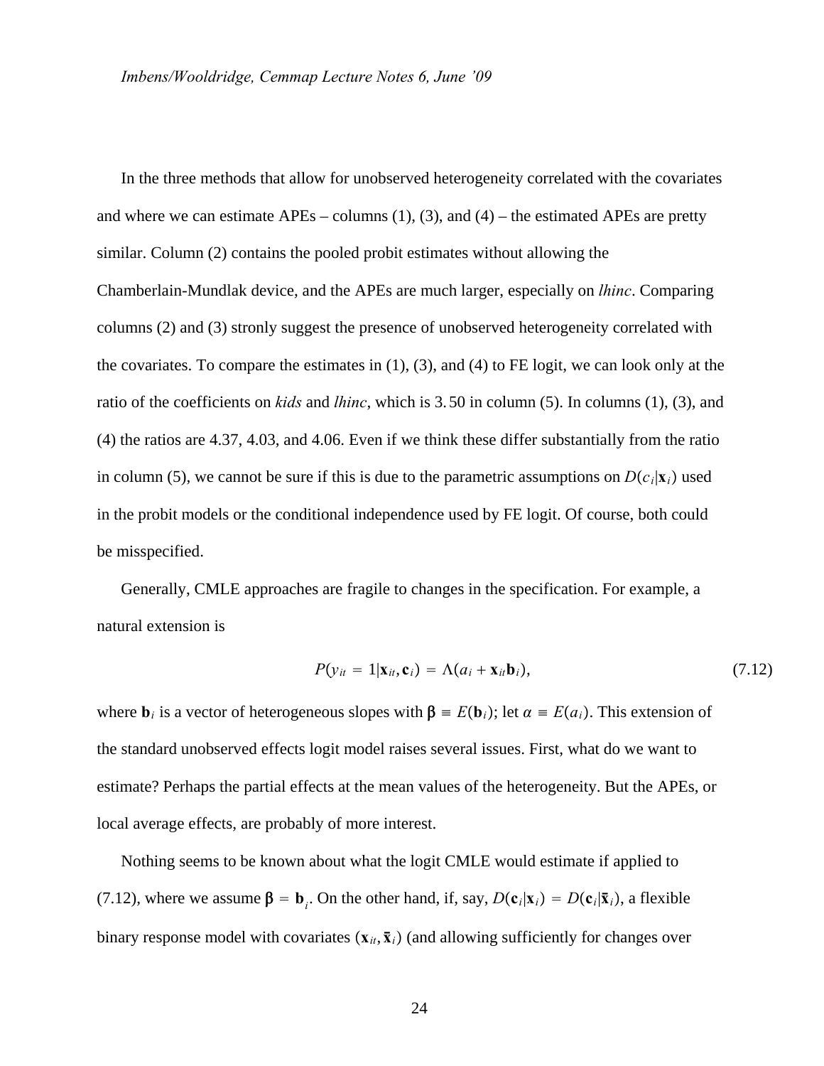In the three methods that allow for unobserved heterogeneity correlated with the covariates and where we can estimate APEs – columns (1), (3), and (4) – the estimated APEs are pretty similar. Column (2) contains the pooled probit estimates without allowing the Chamberlain-Mundlak device, and the APEs are much larger, especially on *lhinc*. Comparing columns (2) and (3) stronly suggest the presence of unobserved heterogeneity correlated with the covariates. To compare the estimates in (1), (3), and (4) to FE logit, we can look only at the ratio of the coefficients on *kids* and *lhinc*, which is 3.50 in column (5). In columns (1), (3), and (4) the ratios are 4.37, 4.03, and 4.06. Even if we think these differ substantially from the ratio in column (5), we cannot be sure if this is due to the parametric assumptions on $D(c_i|\mathbf{x}_i)$ used in the probit models or the conditional independence used by FE logit. Of course, both could be misspecified.

Generally, CMLE approaches are fragile to changes in the specification. For example, a natural extension is

$$P(y_{it} = 1|\mathbf{x}_{it}, \mathbf{c}_i) = \Lambda(a_i + \mathbf{x}_{it}\mathbf{b}_i), \tag{7.12}$$

where $\mathbf{b}_i$ is a vector of heterogeneous slopes with $\boldsymbol{\beta} \equiv E(\mathbf{b}_i)$; let $\alpha \equiv E(a_i)$. This extension of the standard unobserved effects logit model raises several issues. First, what do we want to estimate? Perhaps the partial effects at the mean values of the heterogeneity. But the APEs, or local average effects, are probably of more interest.

Nothing seems to be known about what the logit CMLE would estimate if applied to (7.12), where we assume $\boldsymbol{\beta} = \mathbf{b}_i$. On the other hand, if, say, $D(\mathbf{c}_i|\mathbf{x}_i) = D(\mathbf{c}_i|\bar{\mathbf{x}}_i)$, a flexible binary response model with covariates $(\mathbf{x}_{it}, \bar{\mathbf{x}}_i)$ (and allowing sufficiently for changes over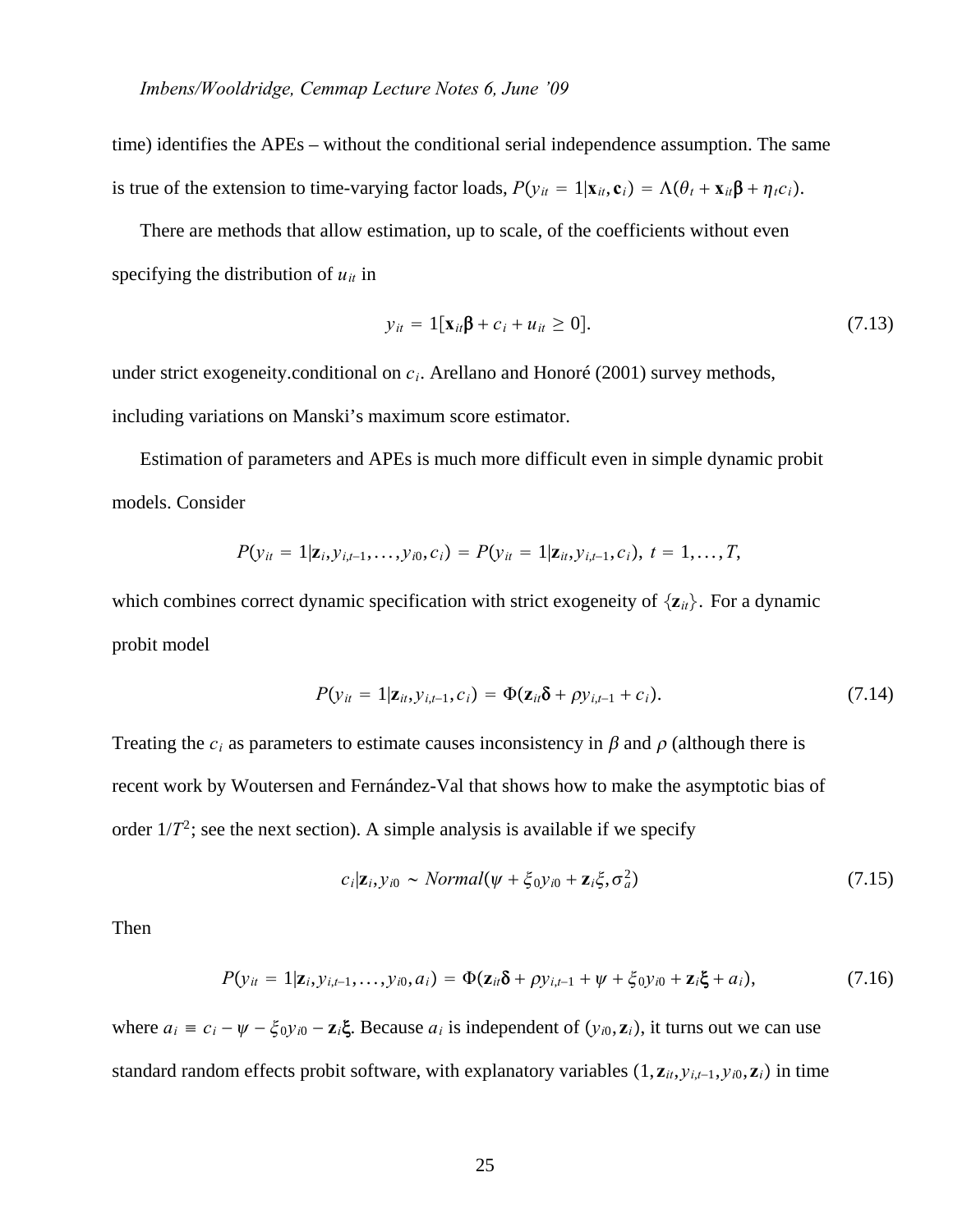time) identifies the APEs – without the conditional serial independence assumption. The same is true of the extension to time-varying factor loads, $P(y_{it} = 1|\mathbf{x}_{it}, \mathbf{c}_i) = \Lambda(\theta_t + \mathbf{x}_{it}\boldsymbol{\beta} + \eta_t c_i)$.

There are methods that allow estimation, up to scale, of the coefficients without even specifying the distribution of $u_{it}$ in

$$y_{it} = 1[\mathbf{x}_{it}\boldsymbol{\beta} + c_i + u_{it} \geq 0]. \tag{7.13}$$

under strict exogeneity.conditional on $c_i$. Arellano and Honoré (2001) survey methods, including variations on Manski's maximum score estimator.

Estimation of parameters and APEs is much more difficult even in simple dynamic probit models. Consider

$$P(y_{it} = 1|\mathbf{z}_i, y_{i,t-1}, \ldots, y_{i0}, c_i) = P(y_{it} = 1|\mathbf{z}_{it}, y_{i,t-1}, c_i),\ t = 1, \ldots, T,$$

which combines correct dynamic specification with strict exogeneity of $\{\mathbf{z}_{it}\}$. For a dynamic probit model

$$P(y_{it} = 1|\mathbf{z}_{it}, y_{i,t-1}, c_i) = \Phi(\mathbf{z}_{it}\boldsymbol{\delta} + \rho y_{i,t-1} + c_i). \tag{7.14}$$

Treating the $c_i$ as parameters to estimate causes inconsistency in $\beta$ and $\rho$ (although there is recent work by Woutersen and Fernández-Val that shows how to make the asymptotic bias of order $1/T^2$; see the next section). A simple analysis is available if we specify

$$c_i|\mathbf{z}_i, y_{i0} \sim Normal(\psi + \xi_0 y_{i0} + \mathbf{z}_i\xi, \sigma_a^2) \tag{7.15}$$

Then

$$P(y_{it} = 1|\mathbf{z}_i, y_{i,t-1}, \ldots, y_{i0}, a_i) = \Phi(\mathbf{z}_{it}\boldsymbol{\delta} + \rho y_{i,t-1} + \psi + \xi_0 y_{i0} + \mathbf{z}_i\boldsymbol{\xi} + a_i), \tag{7.16}$$

where $a_i \equiv c_i - \psi - \xi_0 y_{i0} - \mathbf{z}_i\boldsymbol{\xi}$. Because $a_i$ is independent of $(y_{i0}, \mathbf{z}_i)$, it turns out we can use standard random effects probit software, with explanatory variables $(1, \mathbf{z}_{it}, y_{i,t-1}, y_{i0}, \mathbf{z}_i)$ in time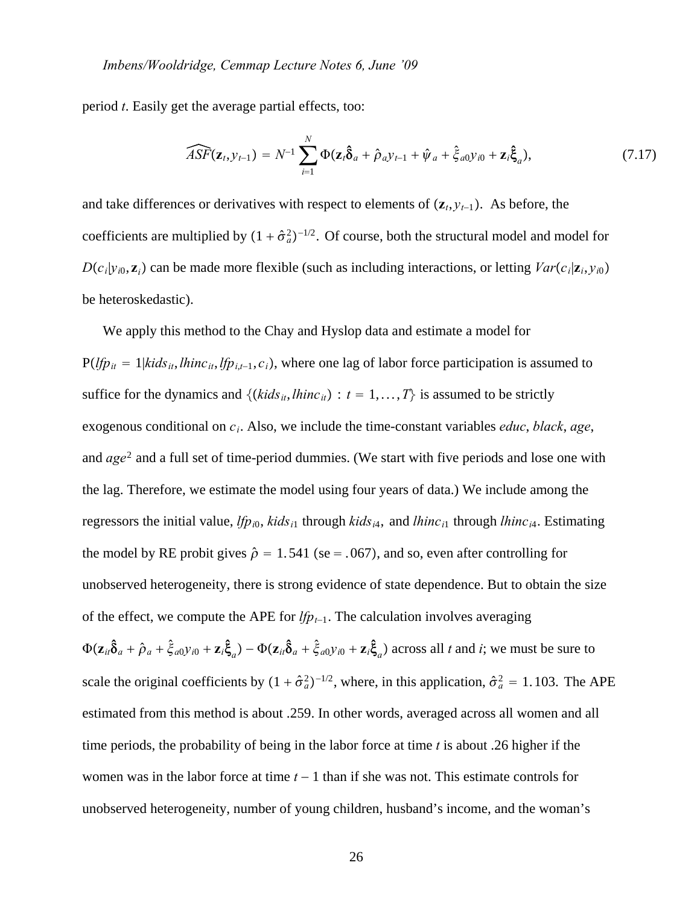period $t$. Easily get the average partial effects, too:

$$\widehat{ASF}(\mathbf{z}_t, y_{t-1}) = N^{-1} \sum_{i=1}^{N} \Phi(\mathbf{z}_t \hat{\boldsymbol{\delta}}_a + \hat{\rho}_a y_{t-1} + \hat{\psi}_a + \hat{\xi}_{a0} y_{i0} + \mathbf{z}_i \hat{\boldsymbol{\xi}}_a), \tag{7.17}$$

and take differences or derivatives with respect to elements of $(\mathbf{z}_t, y_{t-1})$. As before, the coefficients are multiplied by $(1 + \hat{\sigma}_a^2)^{-1/2}$. Of course, both the structural model and model for $D(c_i|y_{i0}, \mathbf{z}_i)$ can be made more flexible (such as including interactions, or letting $Var(c_i|\mathbf{z}_i, y_{i0})$ be heteroskedastic).

We apply this method to the Chay and Hyslop data and estimate a model for $\mathrm{P}(lfp_{it} = 1|kids_{it}, lhinc_{it}, lfp_{i,t-1}, c_i)$, where one lag of labor force participation is assumed to suffice for the dynamics and $\{(kids_{it}, lhinc_{it}) : t = 1, \ldots, T\}$ is assumed to be strictly exogenous conditional on $c_i$. Also, we include the time-constant variables *educ*, *black*, *age*, and $age^2$ and a full set of time-period dummies. (We start with five periods and lose one with the lag. Therefore, we estimate the model using four years of data.) We include among the regressors the initial value, $lfp_{i0}$, $kids_{i1}$ through $kids_{i4}$, and $lhinc_{i1}$ through $lhinc_{i4}$. Estimating the model by RE probit gives $\hat{\rho} = 1.541$ (se $= .067$), and so, even after controlling for unobserved heterogeneity, there is strong evidence of state dependence. But to obtain the size of the effect, we compute the APE for $lfp_{t-1}$. The calculation involves averaging $\Phi(\mathbf{z}_{it}\hat{\boldsymbol{\delta}}_a + \hat{\rho}_a + \hat{\xi}_{a0} y_{i0} + \mathbf{z}_i \hat{\boldsymbol{\xi}}_a) - \Phi(\mathbf{z}_{it}\hat{\boldsymbol{\delta}}_a + \hat{\xi}_{a0} y_{i0} + \mathbf{z}_i \hat{\boldsymbol{\xi}}_a)$ across all $t$ and $i$; we must be sure to scale the original coefficients by $(1 + \hat{\sigma}_a^2)^{-1/2}$, where, in this application, $\hat{\sigma}_a^2 = 1.103$. The APE estimated from this method is about .259. In other words, averaged across all women and all time periods, the probability of being in the labor force at time $t$ is about .26 higher if the women was in the labor force at time $t-1$ than if she was not. This estimate controls for unobserved heterogeneity, number of young children, husband's income, and the woman's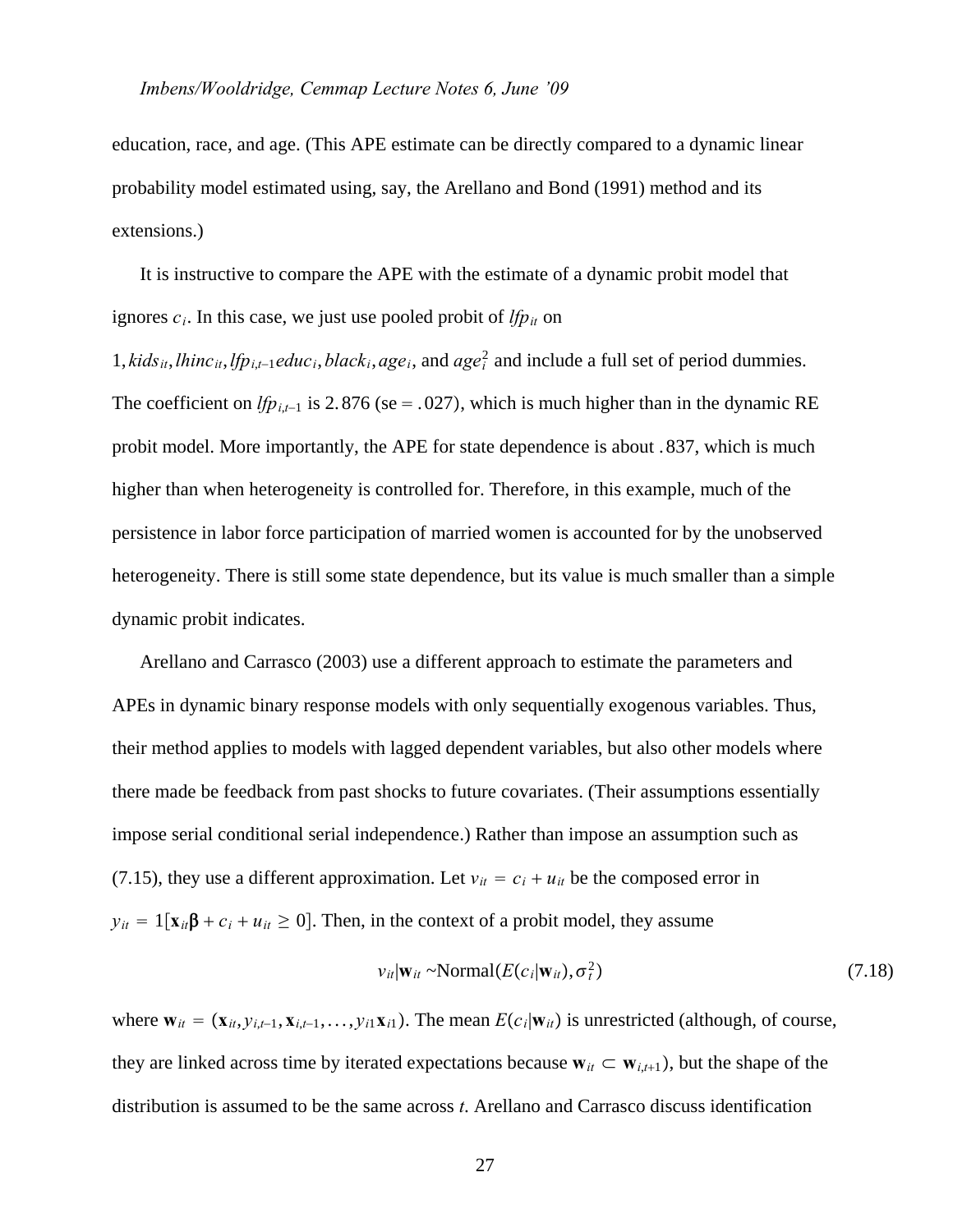education, race, and age. (This APE estimate can be directly compared to a dynamic linear probability model estimated using, say, the Arellano and Bond (1991) method and its extensions.)

It is instructive to compare the APE with the estimate of a dynamic probit model that ignores $c_i$. In this case, we just use pooled probit of $lfp_{it}$ on $1, kids_{it}, lhinc_{it}, lfp_{i,t-1} educ_i, black_i, age_i$, and $age_i^2$ and include a full set of period dummies. The coefficient on $lfp_{i,t-1}$ is $2.876$ (se = $.027$), which is much higher than in the dynamic RE probit model. More importantly, the APE for state dependence is about $.837$, which is much higher than when heterogeneity is controlled for. Therefore, in this example, much of the persistence in labor force participation of married women is accounted for by the unobserved heterogeneity. There is still some state dependence, but its value is much smaller than a simple dynamic probit indicates.

Arellano and Carrasco (2003) use a different approach to estimate the parameters and APEs in dynamic binary response models with only sequentially exogenous variables. Thus, their method applies to models with lagged dependent variables, but also other models where there made be feedback from past shocks to future covariates. (Their assumptions essentially impose serial conditional serial independence.) Rather than impose an assumption such as (7.15), they use a different approximation. Let $v_{it} = c_i + u_{it}$ be the composed error in $y_{it} = 1[\mathbf{x}_{it}\boldsymbol{\beta} + c_i + u_{it} \geq 0]$. Then, in the context of a probit model, they assume

$$v_{it}|\mathbf{w}_{it} \sim \text{Normal}(E(c_i|\mathbf{w}_{it}), \sigma_t^2) \tag{7.18}$$

where $\mathbf{w}_{it} = (\mathbf{x}_{it}, y_{i,t-1}, \mathbf{x}_{i,t-1}, \ldots, y_{i1}\mathbf{x}_{i1})$. The mean $E(c_i|\mathbf{w}_{it})$ is unrestricted (although, of course, they are linked across time by iterated expectations because $\mathbf{w}_{it} \subset \mathbf{w}_{i,t+1}$), but the shape of the distribution is assumed to be the same across $t$. Arellano and Carrasco discuss identification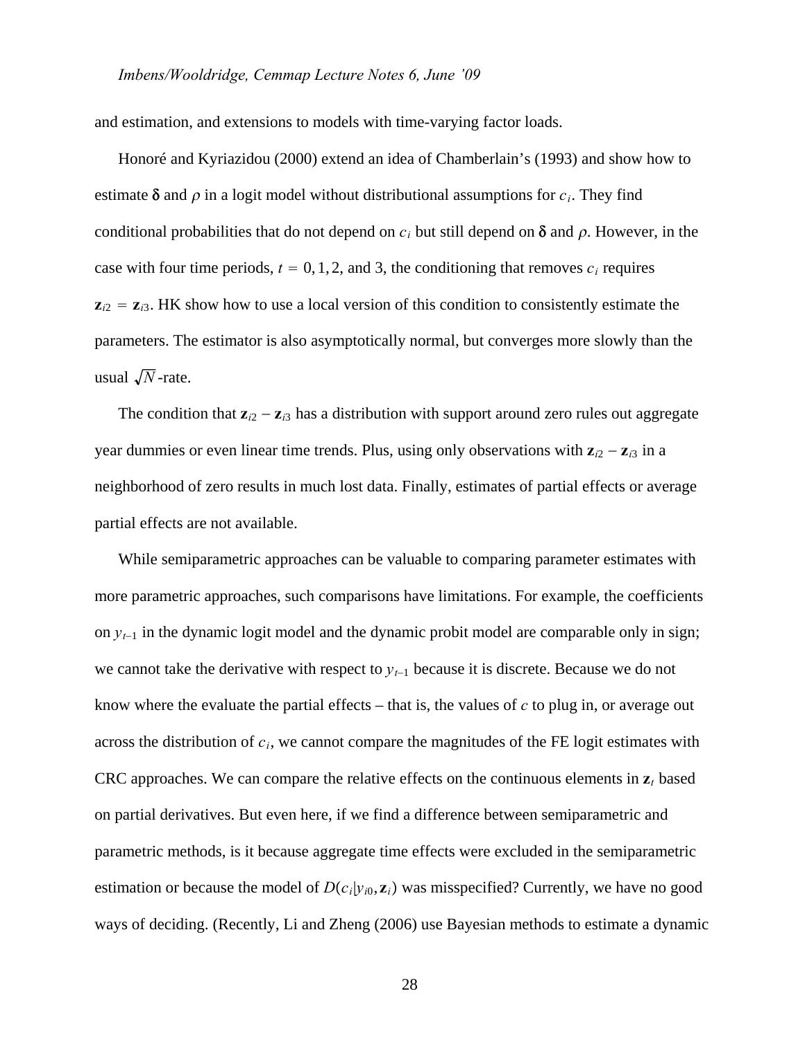and estimation, and extensions to models with time-varying factor loads.

Honoré and Kyriazidou (2000) extend an idea of Chamberlain's (1993) and show how to estimate $\boldsymbol{\delta}$ and $\rho$ in a logit model without distributional assumptions for $c_i$. They find conditional probabilities that do not depend on $c_i$ but still depend on $\boldsymbol{\delta}$ and $\rho$. However, in the case with four time periods, $t = 0, 1, 2$, and 3, the conditioning that removes $c_i$ requires $\mathbf{z}_{i2} = \mathbf{z}_{i3}$. HK show how to use a local version of this condition to consistently estimate the parameters. The estimator is also asymptotically normal, but converges more slowly than the usual $\sqrt{N}$-rate.

The condition that $\mathbf{z}_{i2} - \mathbf{z}_{i3}$ has a distribution with support around zero rules out aggregate year dummies or even linear time trends. Plus, using only observations with $\mathbf{z}_{i2} - \mathbf{z}_{i3}$ in a neighborhood of zero results in much lost data. Finally, estimates of partial effects or average partial effects are not available.

While semiparametric approaches can be valuable to comparing parameter estimates with more parametric approaches, such comparisons have limitations. For example, the coefficients on $y_{t-1}$ in the dynamic logit model and the dynamic probit model are comparable only in sign; we cannot take the derivative with respect to $y_{t-1}$ because it is discrete. Because we do not know where the evaluate the partial effects – that is, the values of $c$ to plug in, or average out across the distribution of $c_i$, we cannot compare the magnitudes of the FE logit estimates with CRC approaches. We can compare the relative effects on the continuous elements in $\mathbf{z}_t$ based on partial derivatives. But even here, if we find a difference between semiparametric and parametric methods, is it because aggregate time effects were excluded in the semiparametric estimation or because the model of $D(c_i|y_{i0}, \mathbf{z}_i)$ was misspecified? Currently, we have no good ways of deciding. (Recently, Li and Zheng (2006) use Bayesian methods to estimate a dynamic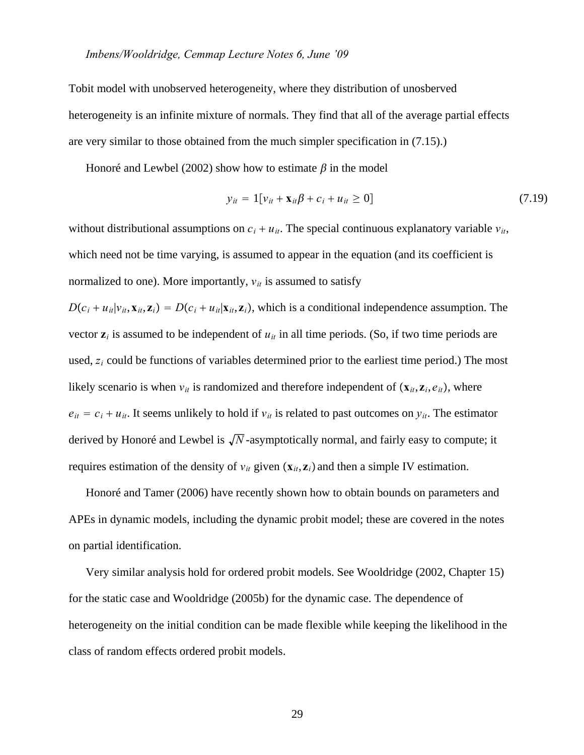Tobit model with unobserved heterogeneity, where they distribution of unosberved heterogeneity is an infinite mixture of normals. They find that all of the average partial effects are very similar to those obtained from the much simpler specification in (7.15).)

Honoré and Lewbel (2002) show how to estimate $\beta$ in the model

$$y_{it} = 1[v_{it} + \mathbf{x}_{it}\beta + c_i + u_{it} \geq 0] \tag{7.19}$$

without distributional assumptions on $c_i + u_{it}$. The special continuous explanatory variable $v_{it}$, which need not be time varying, is assumed to appear in the equation (and its coefficient is normalized to one). More importantly, $v_{it}$ is assumed to satisfy $D(c_i + u_{it}|v_{it}, \mathbf{x}_{it}, \mathbf{z}_i) = D(c_i + u_{it}|\mathbf{x}_{it}, \mathbf{z}_i)$, which is a conditional independence assumption. The vector $\mathbf{z}_i$ is assumed to be independent of $u_{it}$ in all time periods. (So, if two time periods are used, $z_i$ could be functions of variables determined prior to the earliest time period.) The most likely scenario is when $v_{it}$ is randomized and therefore independent of $(\mathbf{x}_{it}, \mathbf{z}_i, e_{it})$, where $e_{it} = c_i + u_{it}$. It seems unlikely to hold if $v_{it}$ is related to past outcomes on $y_{it}$. The estimator derived by Honoré and Lewbel is $\sqrt{N}$-asymptotically normal, and fairly easy to compute; it requires estimation of the density of $v_{it}$ given $(\mathbf{x}_{it}, \mathbf{z}_i)$ and then a simple IV estimation.

Honoré and Tamer (2006) have recently shown how to obtain bounds on parameters and APEs in dynamic models, including the dynamic probit model; these are covered in the notes on partial identification.

Very similar analysis hold for ordered probit models. See Wooldridge (2002, Chapter 15) for the static case and Wooldridge (2005b) for the dynamic case. The dependence of heterogeneity on the initial condition can be made flexible while keeping the likelihood in the class of random effects ordered probit models.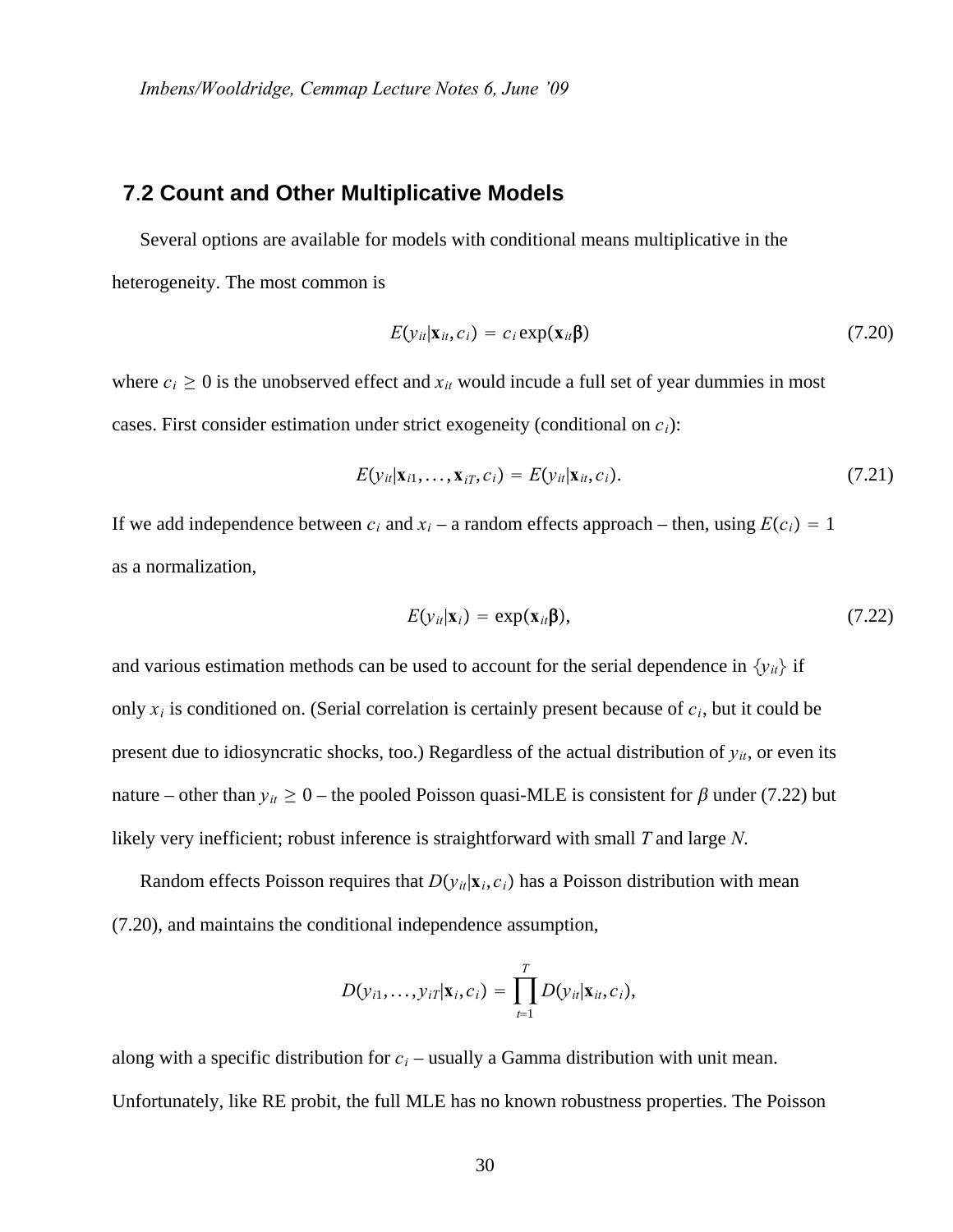## 7.2 Count and Other Multiplicative Models

Several options are available for models with conditional means multiplicative in the heterogeneity. The most common is

$$E(y_{it}|\mathbf{x}_{it}, c_i) = c_i \exp(\mathbf{x}_{it}\boldsymbol{\beta}) \tag{7.20}$$

where $c_i \geq 0$ is the unobserved effect and $x_{it}$ would incude a full set of year dummies in most cases. First consider estimation under strict exogeneity (conditional on $c_i$):

$$E(y_{it}|\mathbf{x}_{i1}, \ldots, \mathbf{x}_{iT}, c_i) = E(y_{it}|\mathbf{x}_{it}, c_i). \tag{7.21}$$

If we add independence between $c_i$ and $x_i$ – a random effects approach – then, using $E(c_i) = 1$ as a normalization,

$$E(y_{it}|\mathbf{x}_i) = \exp(\mathbf{x}_{it}\boldsymbol{\beta}), \tag{7.22}$$

and various estimation methods can be used to account for the serial dependence in $\{y_{it}\}$ if only $x_i$ is conditioned on. (Serial correlation is certainly present because of $c_i$, but it could be present due to idiosyncratic shocks, too.) Regardless of the actual distribution of $y_{it}$, or even its nature – other than $y_{it} \geq 0$ – the pooled Poisson quasi-MLE is consistent for $\beta$ under (7.22) but likely very inefficient; robust inference is straightforward with small $T$ and large $N$.

Random effects Poisson requires that $D(y_{it}|\mathbf{x}_i, c_i)$ has a Poisson distribution with mean (7.20), and maintains the conditional independence assumption,

$$D(y_{i1}, \ldots, y_{iT}|\mathbf{x}_i, c_i) = \prod_{t=1}^{T} D(y_{it}|\mathbf{x}_{it}, c_i),$$

along with a specific distribution for $c_i$ – usually a Gamma distribution with unit mean. Unfortunately, like RE probit, the full MLE has no known robustness properties. The Poisson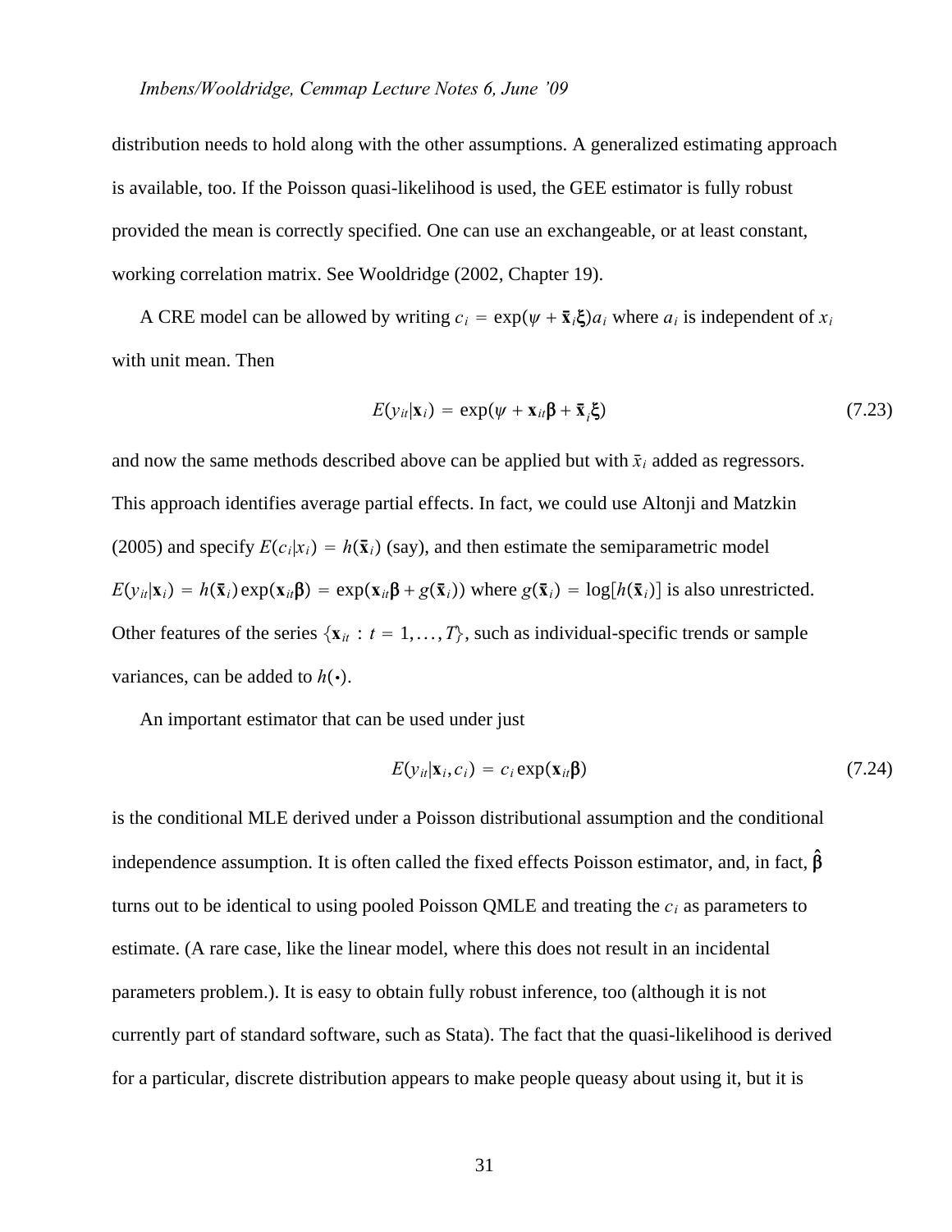distribution needs to hold along with the other assumptions. A generalized estimating approach is available, too. If the Poisson quasi-likelihood is used, the GEE estimator is fully robust provided the mean is correctly specified. One can use an exchangeable, or at least constant, working correlation matrix. See Wooldridge (2002, Chapter 19).

A CRE model can be allowed by writing $c_i = \exp(\psi + \bar{\mathbf{x}}_i \boldsymbol{\xi}) a_i$ where $a_i$ is independent of $x_i$ with unit mean. Then

$$E(y_{it}|\mathbf{x}_i) = \exp(\psi + \mathbf{x}_{it}\boldsymbol{\beta} + \bar{\mathbf{x}}_i \boldsymbol{\xi}) \tag{7.23}$$

and now the same methods described above can be applied but with $\bar{x}_i$ added as regressors. This approach identifies average partial effects. In fact, we could use Altonji and Matzkin (2005) and specify $E(c_i|x_i) = h(\bar{\mathbf{x}}_i)$ (say), and then estimate the semiparametric model $E(y_{it}|\mathbf{x}_i) = h(\bar{\mathbf{x}}_i)\exp(\mathbf{x}_{it}\boldsymbol{\beta}) = \exp(\mathbf{x}_{it}\boldsymbol{\beta} + g(\bar{\mathbf{x}}_i))$ where $g(\bar{\mathbf{x}}_i) = \log[h(\bar{\mathbf{x}}_i)]$ is also unrestricted. Other features of the series $\{\mathbf{x}_{it} : t = 1, \ldots, T\}$, such as individual-specific trends or sample variances, can be added to $h(\bullet)$.

An important estimator that can be used under just

$$E(y_{it}|\mathbf{x}_i, c_i) = c_i \exp(\mathbf{x}_{it}\boldsymbol{\beta}) \tag{7.24}$$

is the conditional MLE derived under a Poisson distributional assumption and the conditional independence assumption. It is often called the fixed effects Poisson estimator, and, in fact, $\hat{\boldsymbol{\beta}}$ turns out to be identical to using pooled Poisson QMLE and treating the $c_i$ as parameters to estimate. (A rare case, like the linear model, where this does not result in an incidental parameters problem.). It is easy to obtain fully robust inference, too (although it is not currently part of standard software, such as Stata). The fact that the quasi-likelihood is derived for a particular, discrete distribution appears to make people queasy about using it, but it is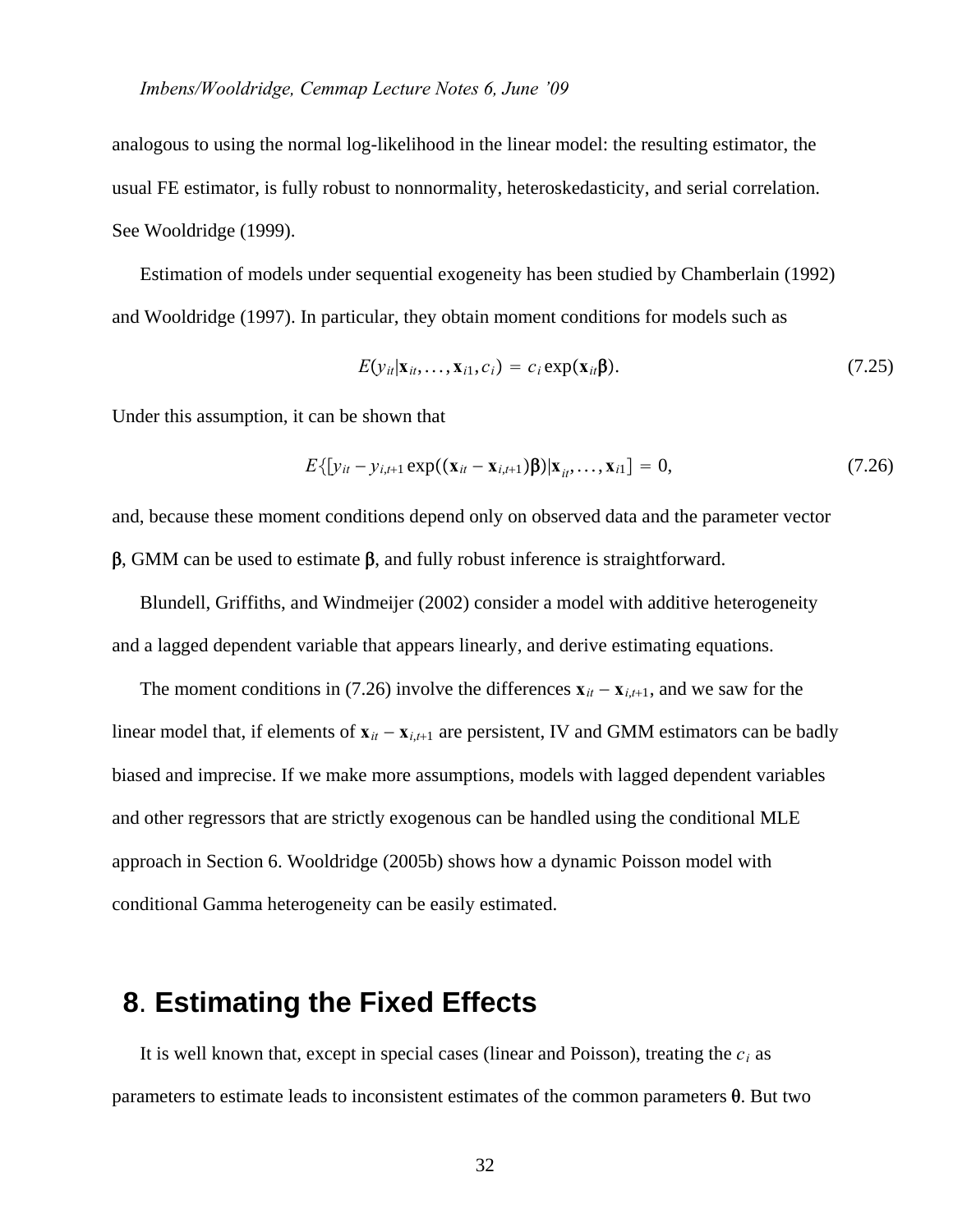analogous to using the normal log-likelihood in the linear model: the resulting estimator, the usual FE estimator, is fully robust to nonnormality, heteroskedasticity, and serial correlation. See Wooldridge (1999).

Estimation of models under sequential exogeneity has been studied by Chamberlain (1992) and Wooldridge (1997). In particular, they obtain moment conditions for models such as

$$E(y_{it}|\mathbf{x}_{it},\ldots,\mathbf{x}_{i1},c_i) = c_i \exp(\mathbf{x}_{it}\boldsymbol{\beta}). \tag{7.25}$$

Under this assumption, it can be shown that

$$E\{[y_{it} - y_{i,t+1}\exp((\mathbf{x}_{it} - \mathbf{x}_{i,t+1})\boldsymbol{\beta})|\mathbf{x}_{it},\ldots,\mathbf{x}_{i1}] = 0, \tag{7.26}$$

and, because these moment conditions depend only on observed data and the parameter vector $\boldsymbol{\beta}$, GMM can be used to estimate $\boldsymbol{\beta}$, and fully robust inference is straightforward.

Blundell, Griffiths, and Windmeijer (2002) consider a model with additive heterogeneity and a lagged dependent variable that appears linearly, and derive estimating equations.

The moment conditions in (7.26) involve the differences $\mathbf{x}_{it} - \mathbf{x}_{i,t+1}$, and we saw for the linear model that, if elements of $\mathbf{x}_{it} - \mathbf{x}_{i,t+1}$ are persistent, IV and GMM estimators can be badly biased and imprecise. If we make more assumptions, models with lagged dependent variables and other regressors that are strictly exogenous can be handled using the conditional MLE approach in Section 6. Wooldridge (2005b) shows how a dynamic Poisson model with conditional Gamma heterogeneity can be easily estimated.

## 8. Estimating the Fixed Effects

It is well known that, except in special cases (linear and Poisson), treating the $c_i$ as parameters to estimate leads to inconsistent estimates of the common parameters $\boldsymbol{\theta}$. But two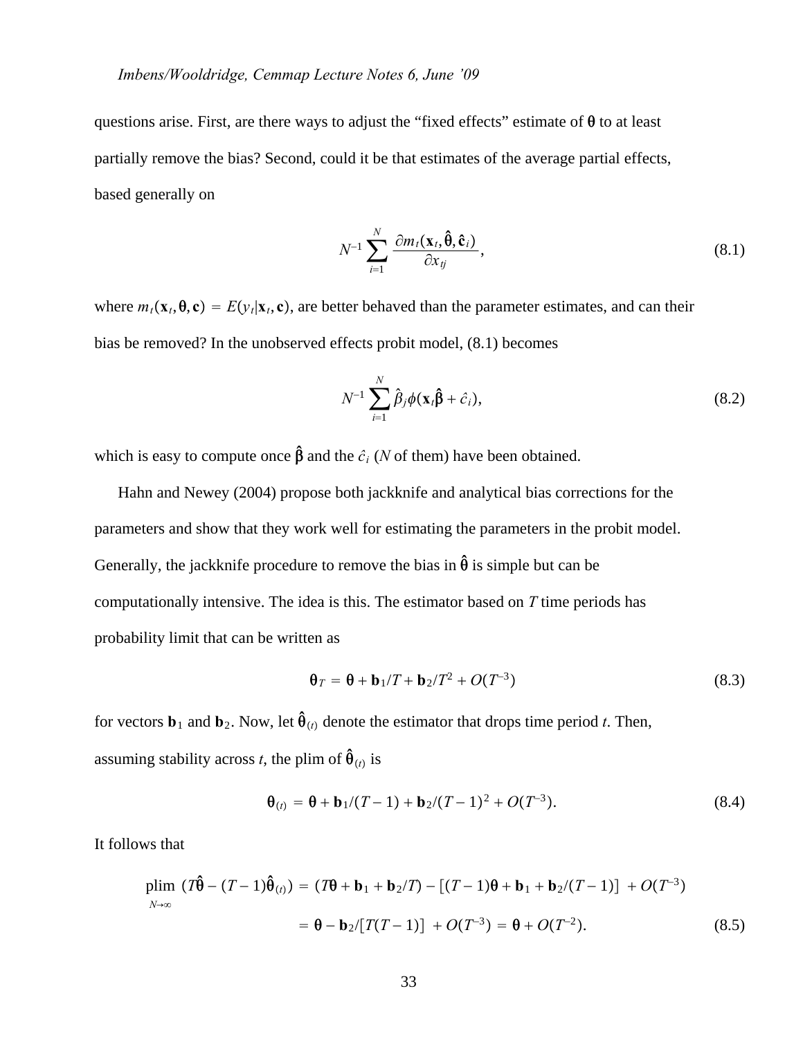questions arise. First, are there ways to adjust the "fixed effects" estimate of $\boldsymbol{\theta}$ to at least partially remove the bias? Second, could it be that estimates of the average partial effects, based generally on

$$N^{-1} \sum_{i=1}^{N} \frac{\partial m_t(\mathbf{x}_t, \hat{\boldsymbol{\theta}}, \hat{\mathbf{c}}_i)}{\partial x_{tj}}, \tag{8.1}$$

where $m_t(\mathbf{x}_t, \boldsymbol{\theta}, \mathbf{c}) = E(y_t|\mathbf{x}_t, \mathbf{c})$, are better behaved than the parameter estimates, and can their bias be removed? In the unobserved effects probit model, (8.1) becomes

$$N^{-1} \sum_{i=1}^{N} \hat{\beta}_j \phi(\mathbf{x}_t \hat{\boldsymbol{\beta}} + \hat{c}_i), \tag{8.2}$$

which is easy to compute once $\hat{\boldsymbol{\beta}}$ and the $\hat{c}_i$ ($N$ of them) have been obtained.

Hahn and Newey (2004) propose both jackknife and analytical bias corrections for the parameters and show that they work well for estimating the parameters in the probit model. Generally, the jackknife procedure to remove the bias in $\hat{\boldsymbol{\theta}}$ is simple but can be computationally intensive. The idea is this. The estimator based on $T$ time periods has probability limit that can be written as

$$\boldsymbol{\theta}_T = \boldsymbol{\theta} + \mathbf{b}_1/T + \mathbf{b}_2/T^2 + O(T^{-3}) \tag{8.3}$$

for vectors $\mathbf{b}_1$ and $\mathbf{b}_2$. Now, let $\hat{\boldsymbol{\theta}}_{(t)}$ denote the estimator that drops time period $t$. Then, assuming stability across $t$, the plim of $\hat{\boldsymbol{\theta}}_{(t)}$ is

$$\boldsymbol{\theta}_{(t)} = \boldsymbol{\theta} + \mathbf{b}_1/(T-1) + \mathbf{b}_2/(T-1)^2 + O(T^{-3}). \tag{8.4}$$

It follows that

$$\begin{aligned} \operatorname*{plim}_{N\to\infty} \left(T\hat{\boldsymbol{\theta}} - (T-1)\hat{\boldsymbol{\theta}}_{(t)}\right) &= (T\boldsymbol{\theta} + \mathbf{b}_1 + \mathbf{b}_2/T) - \left[(T-1)\boldsymbol{\theta} + \mathbf{b}_1 + \mathbf{b}_2/(T-1)\right] + O(T^{-3}) \\ &= \boldsymbol{\theta} - \mathbf{b}_2/\left[T(T-1)\right] + O(T^{-3}) = \boldsymbol{\theta} + O(T^{-2}). \end{aligned} \tag{8.5}$$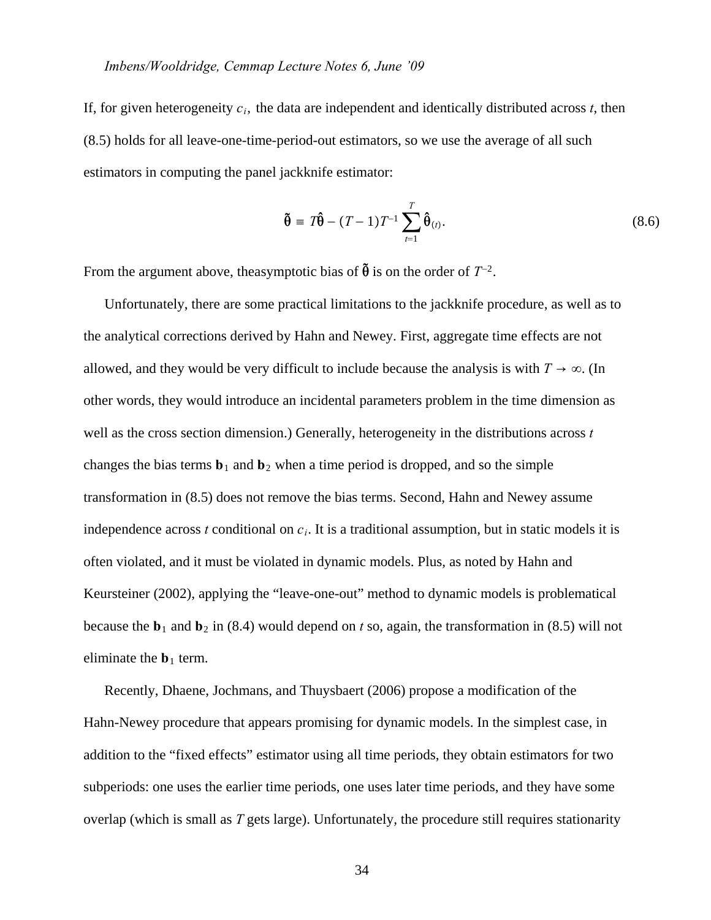If, for given heterogeneity $c_i$, the data are independent and identically distributed across $t$, then (8.5) holds for all leave-one-time-period-out estimators, so we use the average of all such estimators in computing the panel jackknife estimator:

$$\tilde{\theta} \equiv T\hat{\theta} - (T-1)T^{-1}\sum_{t=1}^{T}\hat{\theta}_{(t)}. \tag{8.6}$$

From the argument above, theasymptotic bias of $\tilde{\theta}$ is on the order of $T^{-2}$.

Unfortunately, there are some practical limitations to the jackknife procedure, as well as to the analytical corrections derived by Hahn and Newey. First, aggregate time effects are not allowed, and they would be very difficult to include because the analysis is with $T \rightarrow \infty$. (In other words, they would introduce an incidental parameters problem in the time dimension as well as the cross section dimension.) Generally, heterogeneity in the distributions across $t$ changes the bias terms $\mathbf{b}_1$ and $\mathbf{b}_2$ when a time period is dropped, and so the simple transformation in (8.5) does not remove the bias terms. Second, Hahn and Newey assume independence across $t$ conditional on $c_i$. It is a traditional assumption, but in static models it is often violated, and it must be violated in dynamic models. Plus, as noted by Hahn and Keursteiner (2002), applying the "leave-one-out" method to dynamic models is problematical because the $\mathbf{b}_1$ and $\mathbf{b}_2$ in (8.4) would depend on $t$ so, again, the transformation in (8.5) will not eliminate the $\mathbf{b}_1$ term.

Recently, Dhaene, Jochmans, and Thuysbaert (2006) propose a modification of the Hahn-Newey procedure that appears promising for dynamic models. In the simplest case, in addition to the "fixed effects" estimator using all time periods, they obtain estimators for two subperiods: one uses the earlier time periods, one uses later time periods, and they have some overlap (which is small as $T$ gets large). Unfortunately, the procedure still requires stationarity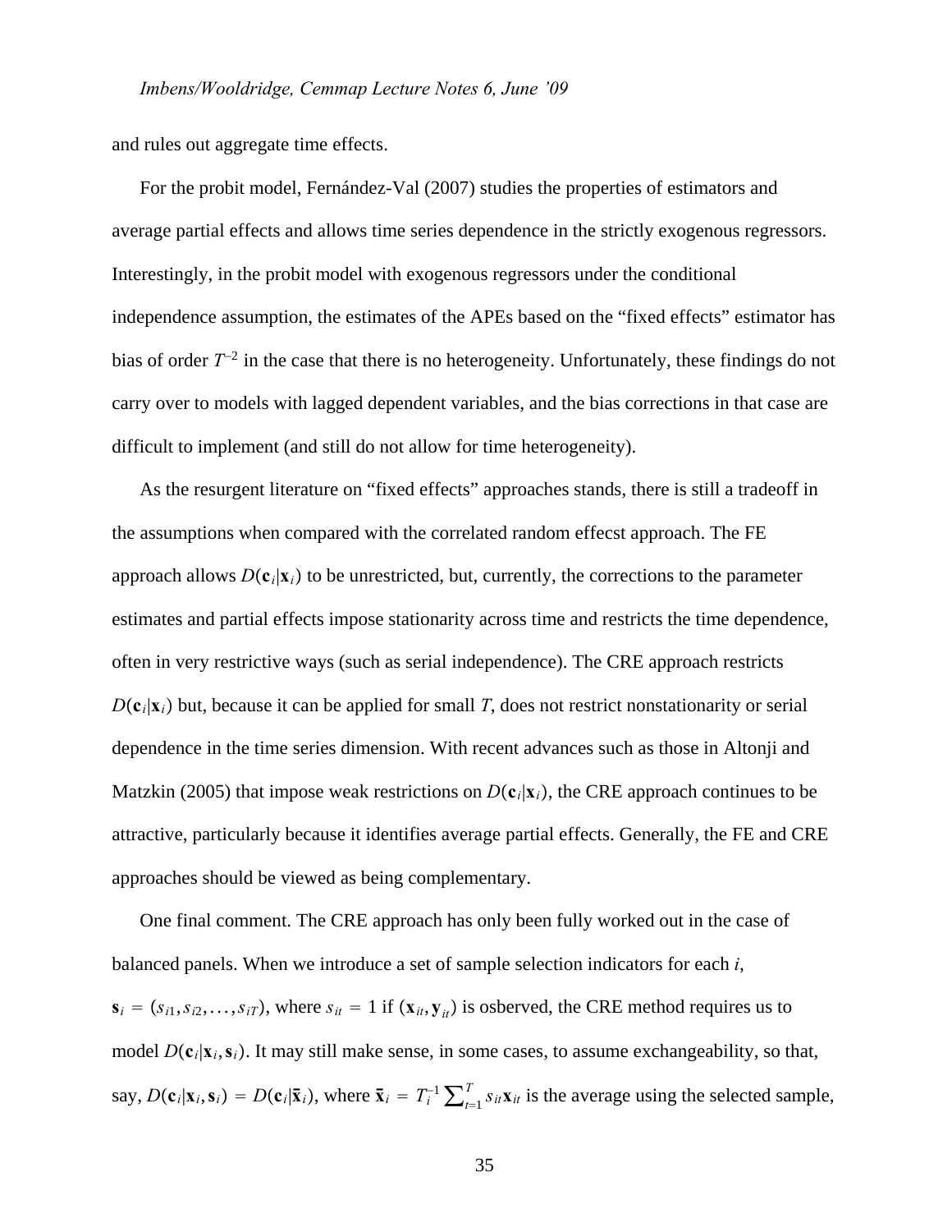and rules out aggregate time effects.

For the probit model, Fernández-Val (2007) studies the properties of estimators and average partial effects and allows time series dependence in the strictly exogenous regressors. Interestingly, in the probit model with exogenous regressors under the conditional independence assumption, the estimates of the APEs based on the "fixed effects" estimator has bias of order $T^{-2}$ in the case that there is no heterogeneity. Unfortunately, these findings do not carry over to models with lagged dependent variables, and the bias corrections in that case are difficult to implement (and still do not allow for time heterogeneity).

As the resurgent literature on "fixed effects" approaches stands, there is still a tradeoff in the assumptions when compared with the correlated random effecst approach. The FE approach allows $D(\mathbf{c}_i|\mathbf{x}_i)$ to be unrestricted, but, currently, the corrections to the parameter estimates and partial effects impose stationarity across time and restricts the time dependence, often in very restrictive ways (such as serial independence). The CRE approach restricts $D(\mathbf{c}_i|\mathbf{x}_i)$ but, because it can be applied for small $T$, does not restrict nonstationarity or serial dependence in the time series dimension. With recent advances such as those in Altonji and Matzkin (2005) that impose weak restrictions on $D(\mathbf{c}_i|\mathbf{x}_i)$, the CRE approach continues to be attractive, particularly because it identifies average partial effects. Generally, the FE and CRE approaches should be viewed as being complementary.

One final comment. The CRE approach has only been fully worked out in the case of balanced panels. When we introduce a set of sample selection indicators for each $i$, $\mathbf{s}_i = (s_{i1}, s_{i2}, \ldots, s_{iT})$, where $s_{it} = 1$ if $(\mathbf{x}_{it}, \mathbf{y}_{it})$ is osberved, the CRE method requires us to model $D(\mathbf{c}_i|\mathbf{x}_i, \mathbf{s}_i)$. It may still make sense, in some cases, to assume exchangeability, so that, say, $D(\mathbf{c}_i|\mathbf{x}_i, \mathbf{s}_i) = D(\mathbf{c}_i|\bar{\mathbf{x}}_i)$, where $\bar{\mathbf{x}}_i = T_i^{-1} \sum_{t=1}^{T} s_{it}\mathbf{x}_{it}$ is the average using the selected sample,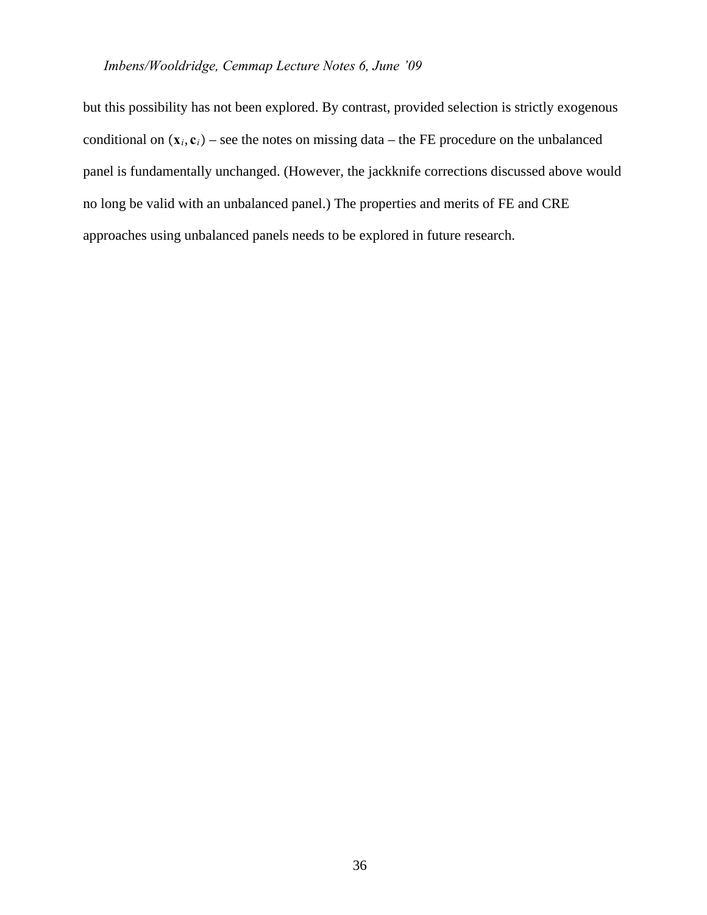but this possibility has not been explored. By contrast, provided selection is strictly exogenous conditional on $(\mathbf{x}_i, \mathbf{c}_i)$ – see the notes on missing data – the FE procedure on the unbalanced panel is fundamentally unchanged. (However, the jackknife corrections discussed above would no long be valid with an unbalanced panel.) The properties and merits of FE and CRE approaches using unbalanced panels needs to be explored in future research.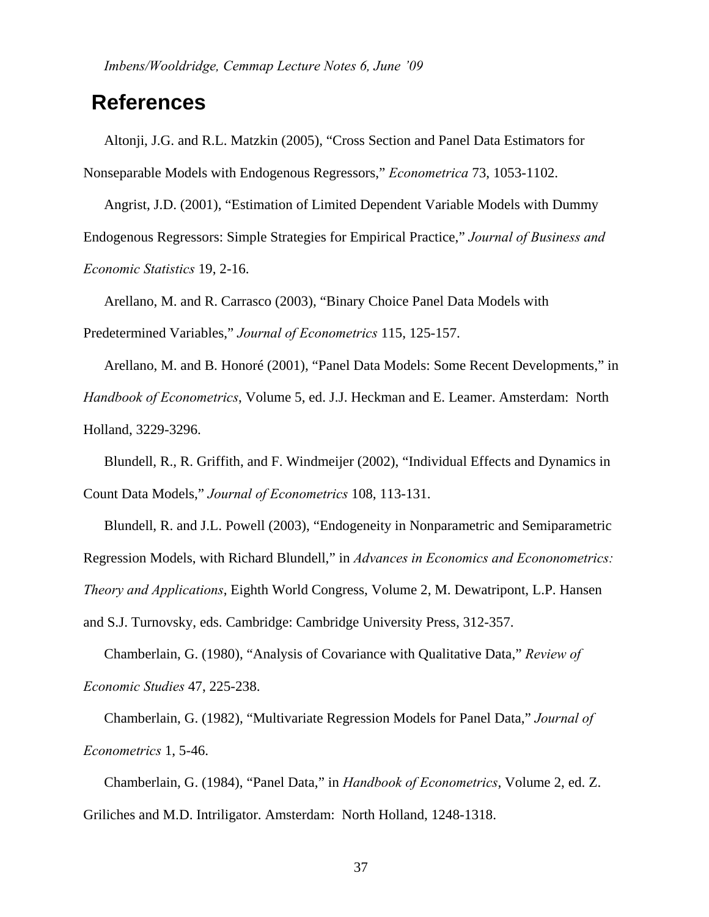## References

Altonji, J.G. and R.L. Matzkin (2005), "Cross Section and Panel Data Estimators for Nonseparable Models with Endogenous Regressors," *Econometrica* 73, 1053-1102.

Angrist, J.D. (2001), "Estimation of Limited Dependent Variable Models with Dummy Endogenous Regressors: Simple Strategies for Empirical Practice," *Journal of Business and Economic Statistics* 19, 2-16.

Arellano, M. and R. Carrasco (2003), "Binary Choice Panel Data Models with Predetermined Variables," *Journal of Econometrics* 115, 125-157.

Arellano, M. and B. Honoré (2001), "Panel Data Models: Some Recent Developments," in *Handbook of Econometrics*, Volume 5, ed. J.J. Heckman and E. Leamer. Amsterdam: North Holland, 3229-3296.

Blundell, R., R. Griffith, and F. Windmeijer (2002), "Individual Effects and Dynamics in Count Data Models," *Journal of Econometrics* 108, 113-131.

Blundell, R. and J.L. Powell (2003), "Endogeneity in Nonparametric and Semiparametric Regression Models, with Richard Blundell," in *Advances in Economics and Econonometrics: Theory and Applications*, Eighth World Congress, Volume 2, M. Dewatripont, L.P. Hansen and S.J. Turnovsky, eds. Cambridge: Cambridge University Press, 312-357.

Chamberlain, G. (1980), "Analysis of Covariance with Qualitative Data," *Review of Economic Studies* 47, 225-238.

Chamberlain, G. (1982), "Multivariate Regression Models for Panel Data," *Journal of Econometrics* 1, 5-46.

Chamberlain, G. (1984), "Panel Data," in *Handbook of Econometrics*, Volume 2, ed. Z. Griliches and M.D. Intriligator. Amsterdam: North Holland, 1248-1318.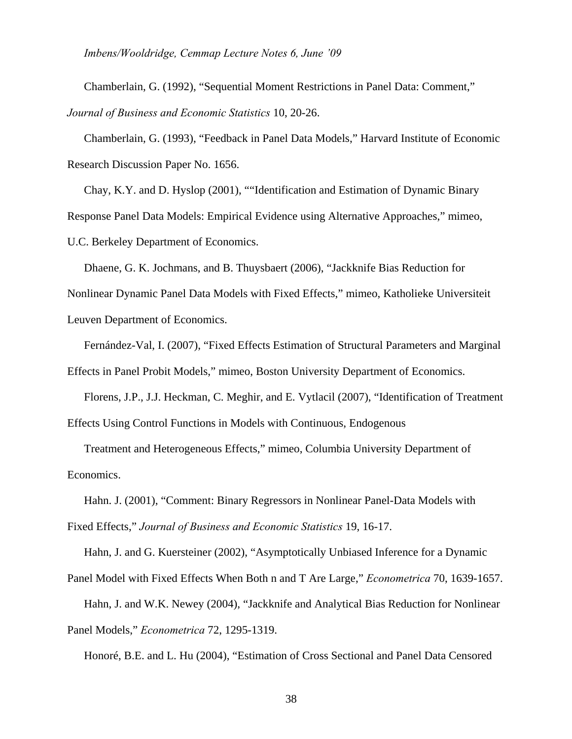Chamberlain, G. (1992), "Sequential Moment Restrictions in Panel Data: Comment," *Journal of Business and Economic Statistics* 10, 20-26.

Chamberlain, G. (1993), "Feedback in Panel Data Models," Harvard Institute of Economic Research Discussion Paper No. 1656.

Chay, K.Y. and D. Hyslop (2001), ""Identification and Estimation of Dynamic Binary Response Panel Data Models: Empirical Evidence using Alternative Approaches," mimeo, U.C. Berkeley Department of Economics.

Dhaene, G. K. Jochmans, and B. Thuysbaert (2006), "Jackknife Bias Reduction for Nonlinear Dynamic Panel Data Models with Fixed Effects," mimeo, Katholieke Universiteit Leuven Department of Economics.

Fernández-Val, I. (2007), "Fixed Effects Estimation of Structural Parameters and Marginal Effects in Panel Probit Models," mimeo, Boston University Department of Economics.

Florens, J.P., J.J. Heckman, C. Meghir, and E. Vytlacil (2007), "Identification of Treatment Effects Using Control Functions in Models with Continuous, Endogenous

Treatment and Heterogeneous Effects," mimeo, Columbia University Department of Economics.

Hahn. J. (2001), "Comment: Binary Regressors in Nonlinear Panel-Data Models with Fixed Effects," *Journal of Business and Economic Statistics* 19, 16-17.

Hahn, J. and G. Kuersteiner (2002), "Asymptotically Unbiased Inference for a Dynamic Panel Model with Fixed Effects When Both n and T Are Large," *Econometrica* 70, 1639-1657.

Hahn, J. and W.K. Newey (2004), "Jackknife and Analytical Bias Reduction for Nonlinear Panel Models," *Econometrica* 72, 1295-1319.

Honoré, B.E. and L. Hu (2004), "Estimation of Cross Sectional and Panel Data Censored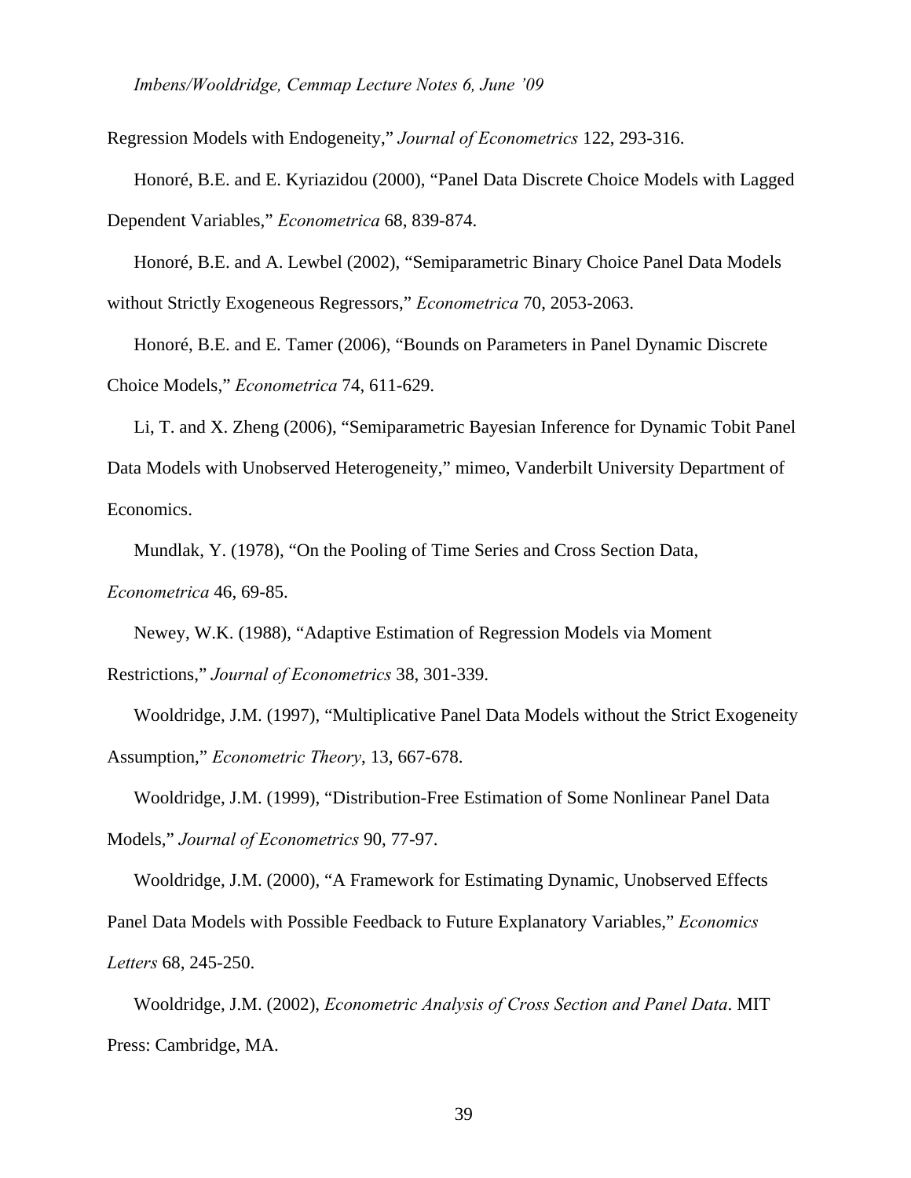Regression Models with Endogeneity," *Journal of Econometrics* 122, 293-316.

Honoré, B.E. and E. Kyriazidou (2000), "Panel Data Discrete Choice Models with Lagged Dependent Variables," *Econometrica* 68, 839-874.

Honoré, B.E. and A. Lewbel (2002), "Semiparametric Binary Choice Panel Data Models without Strictly Exogeneous Regressors," *Econometrica* 70, 2053-2063.

Honoré, B.E. and E. Tamer (2006), "Bounds on Parameters in Panel Dynamic Discrete Choice Models," *Econometrica* 74, 611-629.

Li, T. and X. Zheng (2006), "Semiparametric Bayesian Inference for Dynamic Tobit Panel Data Models with Unobserved Heterogeneity," mimeo, Vanderbilt University Department of Economics.

Mundlak, Y. (1978), "On the Pooling of Time Series and Cross Section Data, *Econometrica* 46, 69-85.

Newey, W.K. (1988), "Adaptive Estimation of Regression Models via Moment Restrictions," *Journal of Econometrics* 38, 301-339.

Wooldridge, J.M. (1997), "Multiplicative Panel Data Models without the Strict Exogeneity Assumption," *Econometric Theory*, 13, 667-678.

Wooldridge, J.M. (1999), "Distribution-Free Estimation of Some Nonlinear Panel Data Models," *Journal of Econometrics* 90, 77-97.

Wooldridge, J.M. (2000), "A Framework for Estimating Dynamic, Unobserved Effects Panel Data Models with Possible Feedback to Future Explanatory Variables," *Economics Letters* 68, 245-250.

Wooldridge, J.M. (2002), *Econometric Analysis of Cross Section and Panel Data*. MIT Press: Cambridge, MA.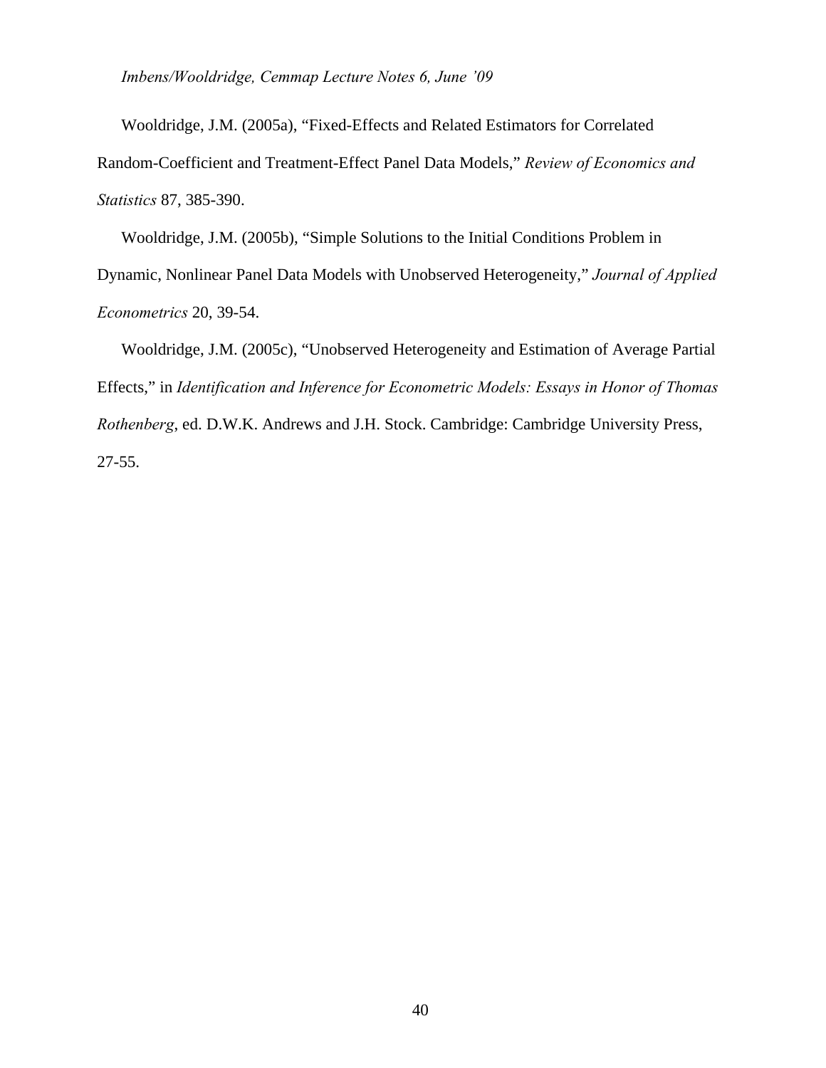Wooldridge, J.M. (2005a), "Fixed-Effects and Related Estimators for Correlated Random-Coefficient and Treatment-Effect Panel Data Models," *Review of Economics and Statistics* 87, 385-390.

Wooldridge, J.M. (2005b), "Simple Solutions to the Initial Conditions Problem in Dynamic, Nonlinear Panel Data Models with Unobserved Heterogeneity," *Journal of Applied Econometrics* 20, 39-54.

Wooldridge, J.M. (2005c), "Unobserved Heterogeneity and Estimation of Average Partial Effects," in *Identification and Inference for Econometric Models: Essays in Honor of Thomas Rothenberg*, ed. D.W.K. Andrews and J.H. Stock. Cambridge: Cambridge University Press, 27-55.